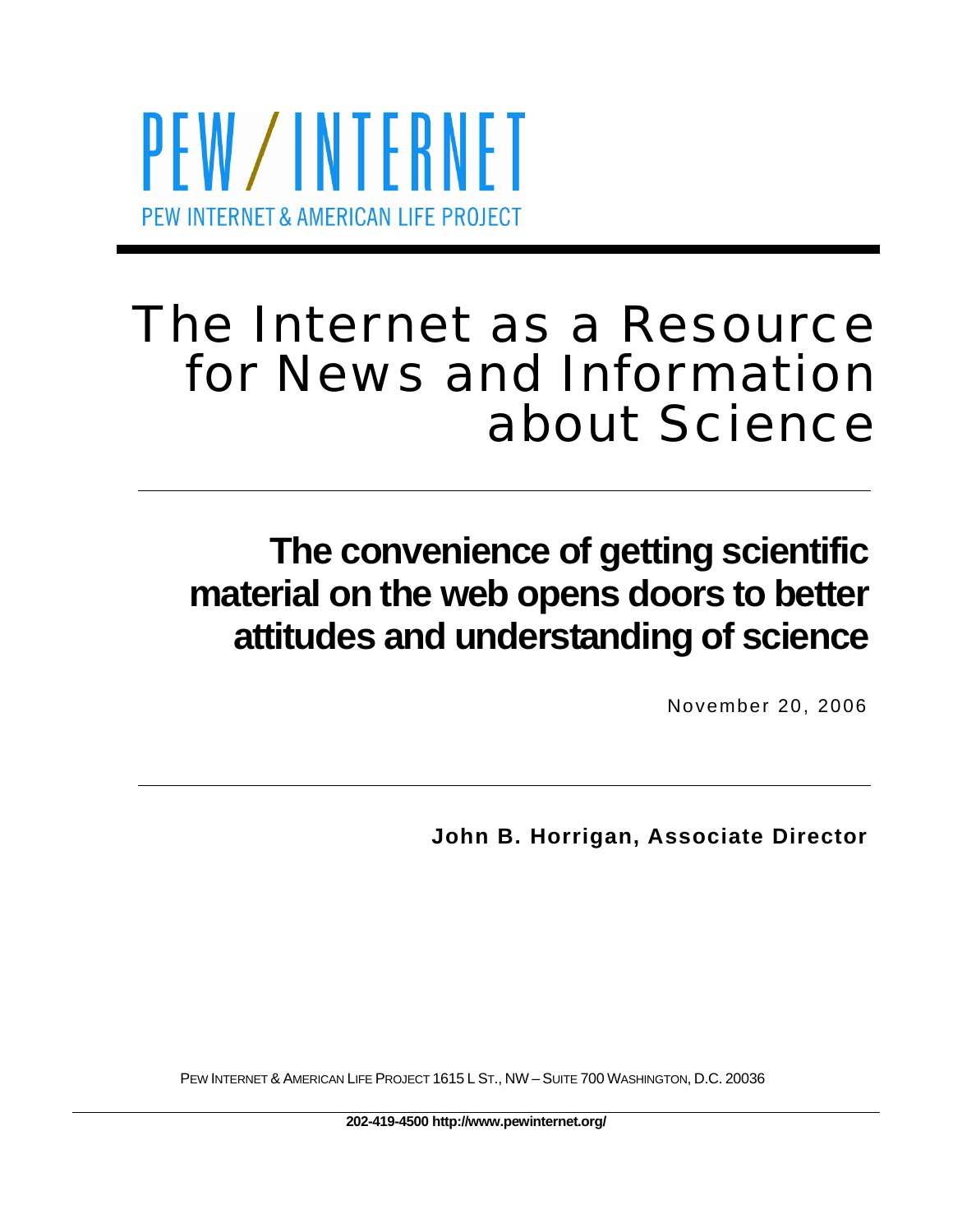PEW / INTERNET

PEW INTERNET & AMERICAN LIFE PROJECT

# The Internet as a Resource for News and Information about Science

## The convenience of getting scientific material on the web opens doors to better attitudes and understanding of science

November 20, 2006

**John B. Horrigan, Associate Director**

PEW INTERNET & AMERICAN LIFE PROJECT 1615 L ST., NW – SUITE 700 WASHINGTON, D.C. 20036

**202-419-4500 http://www.pewinternet.org/**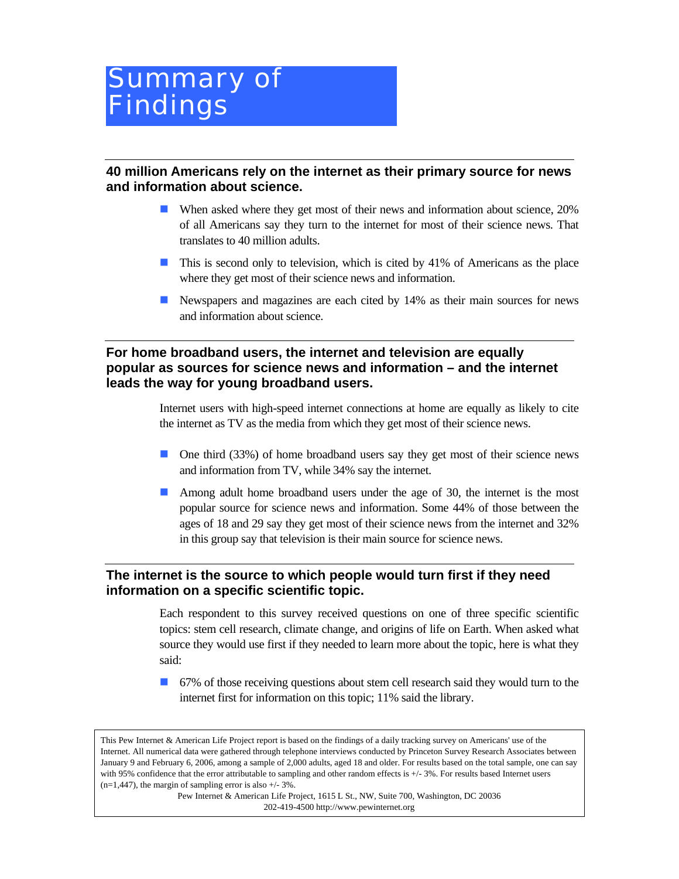# Summary of Findings

## 40 million Americans rely on the internet as their primary source for news and information about science.

- When asked where they get most of their news and information about science, 20% of all Americans say they turn to the internet for most of their science news. That translates to 40 million adults.
- This is second only to television, which is cited by 41% of Americans as the place where they get most of their science news and information.
- Newspapers and magazines are each cited by 14% as their main sources for news and information about science.

## For home broadband users, the internet and television are equally popular as sources for science news and information – and the internet leads the way for young broadband users.

Internet users with high-speed internet connections at home are equally as likely to cite the internet as TV as the media from which they get most of their science news.

- One third (33%) of home broadband users say they get most of their science news and information from TV, while 34% say the internet.
- Among adult home broadband users under the age of 30, the internet is the most popular source for science news and information. Some 44% of those between the ages of 18 and 29 say they get most of their science news from the internet and 32% in this group say that television is their main source for science news.

## The internet is the source to which people would turn first if they need information on a specific scientific topic.

Each respondent to this survey received questions on one of three specific scientific topics: stem cell research, climate change, and origins of life on Earth. When asked what source they would use first if they needed to learn more about the topic, here is what they said:

- 67% of those receiving questions about stem cell research said they would turn to the internet first for information on this topic; 11% said the library.

This Pew Internet & American Life Project report is based on the findings of a daily tracking survey on Americans' use of the Internet. All numerical data were gathered through telephone interviews conducted by Princeton Survey Research Associates between January 9 and February 6, 2006, among a sample of 2,000 adults, aged 18 and older. For results based on the total sample, one can say with 95% confidence that the error attributable to sampling and other random effects is +/- 3%. For results based Internet users (n=1,447), the margin of sampling error is also +/- 3%.

Pew Internet & American Life Project, 1615 L St., NW, Suite 700, Washington, DC 20036
202-419-4500 http://www.pewinternet.org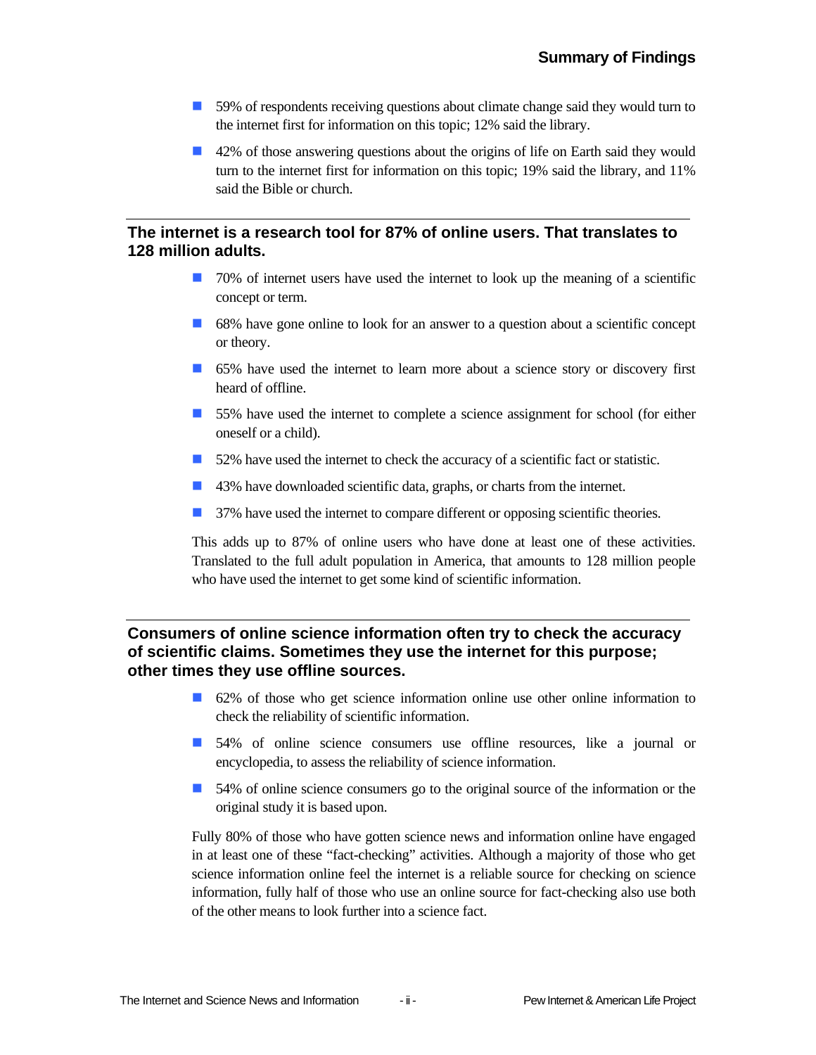- 59% of respondents receiving questions about climate change said they would turn to the internet first for information on this topic; 12% said the library.
- 42% of those answering questions about the origins of life on Earth said they would turn to the internet first for information on this topic; 19% said the library, and 11% said the Bible or church.

## The internet is a research tool for 87% of online users. That translates to 128 million adults.

- 70% of internet users have used the internet to look up the meaning of a scientific concept or term.
- 68% have gone online to look for an answer to a question about a scientific concept or theory.
- 65% have used the internet to learn more about a science story or discovery first heard of offline.
- 55% have used the internet to complete a science assignment for school (for either oneself or a child).
- 52% have used the internet to check the accuracy of a scientific fact or statistic.
- 43% have downloaded scientific data, graphs, or charts from the internet.
- 37% have used the internet to compare different or opposing scientific theories.

This adds up to 87% of online users who have done at least one of these activities. Translated to the full adult population in America, that amounts to 128 million people who have used the internet to get some kind of scientific information.

## Consumers of online science information often try to check the accuracy of scientific claims. Sometimes they use the internet for this purpose; other times they use offline sources.

- 62% of those who get science information online use other online information to check the reliability of scientific information.
- 54% of online science consumers use offline resources, like a journal or encyclopedia, to assess the reliability of science information.
- 54% of online science consumers go to the original source of the information or the original study it is based upon.

Fully 80% of those who have gotten science news and information online have engaged in at least one of these "fact-checking" activities. Although a majority of those who get science information online feel the internet is a reliable source for checking on science information, fully half of those who use an online source for fact-checking also use both of the other means to look further into a science fact.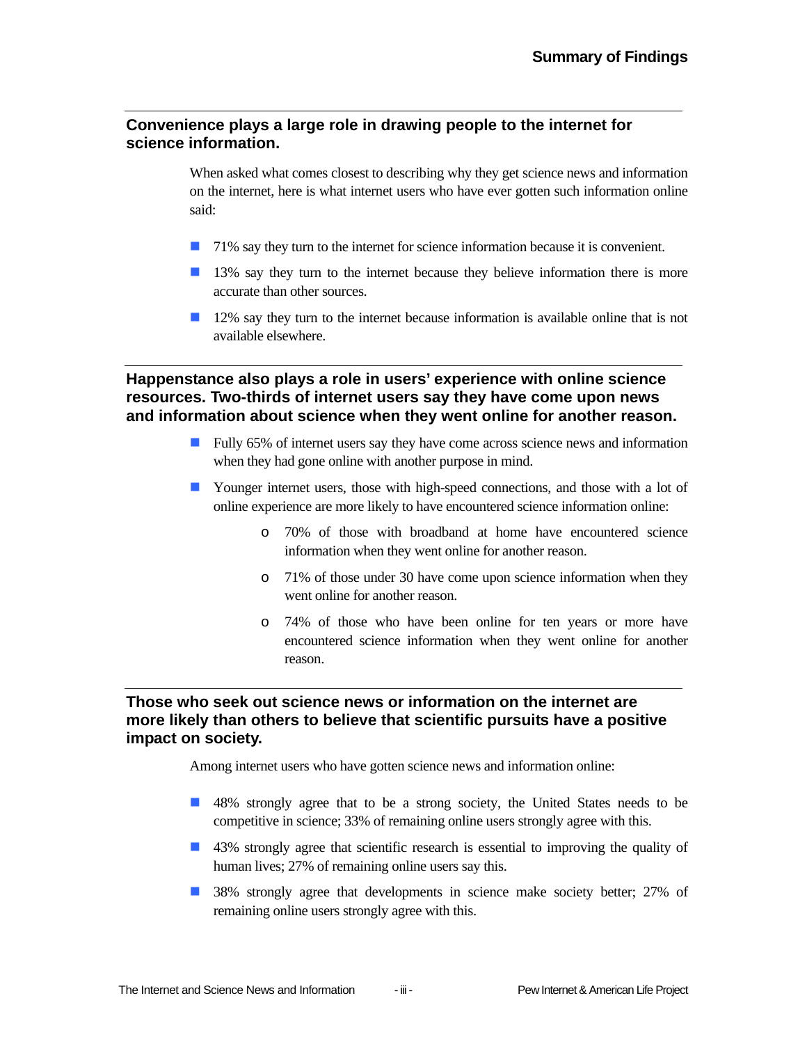## Convenience plays a large role in drawing people to the internet for science information.

When asked what comes closest to describing why they get science news and information on the internet, here is what internet users who have ever gotten such information online said:

- 71% say they turn to the internet for science information because it is convenient.
- 13% say they turn to the internet because they believe information there is more accurate than other sources.
- 12% say they turn to the internet because information is available online that is not available elsewhere.

## Happenstance also plays a role in users' experience with online science resources. Two-thirds of internet users say they have come upon news and information about science when they went online for another reason.

- Fully 65% of internet users say they have come across science news and information when they had gone online with another purpose in mind.
- Younger internet users, those with high-speed connections, and those with a lot of online experience are more likely to have encountered science information online:
  - 70% of those with broadband at home have encountered science information when they went online for another reason.
  - 71% of those under 30 have come upon science information when they went online for another reason.
  - 74% of those who have been online for ten years or more have encountered science information when they went online for another reason.

## Those who seek out science news or information on the internet are more likely than others to believe that scientific pursuits have a positive impact on society.

Among internet users who have gotten science news and information online:

- 48% strongly agree that to be a strong society, the United States needs to be competitive in science; 33% of remaining online users strongly agree with this.
- 43% strongly agree that scientific research is essential to improving the quality of human lives; 27% of remaining online users say this.
- 38% strongly agree that developments in science make society better; 27% of remaining online users strongly agree with this.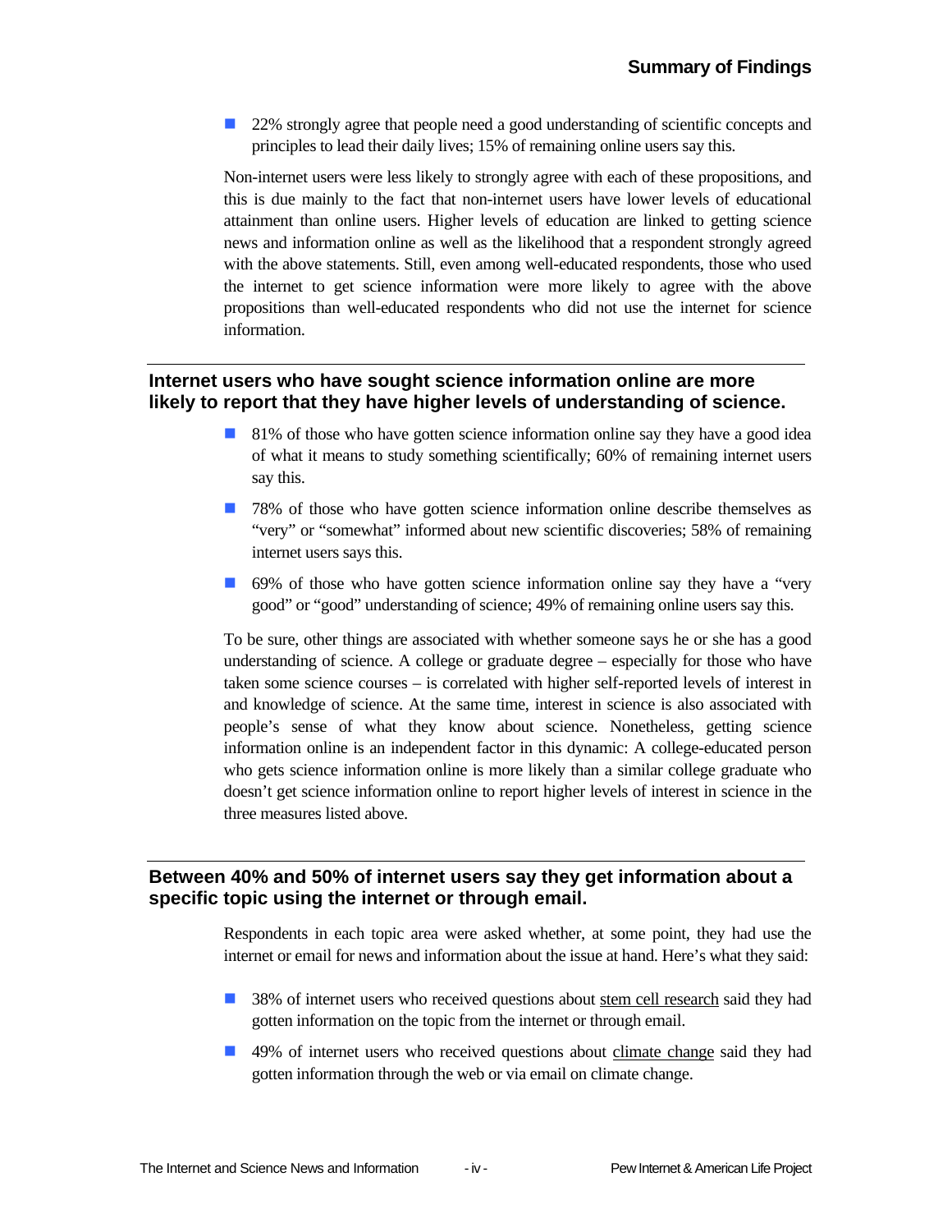- 22% strongly agree that people need a good understanding of scientific concepts and principles to lead their daily lives; 15% of remaining online users say this.

Non-internet users were less likely to strongly agree with each of these propositions, and this is due mainly to the fact that non-internet users have lower levels of educational attainment than online users. Higher levels of education are linked to getting science news and information online as well as the likelihood that a respondent strongly agreed with the above statements. Still, even among well-educated respondents, those who used the internet to get science information were more likely to agree with the above propositions than well-educated respondents who did not use the internet for science information.

## Internet users who have sought science information online are more likely to report that they have higher levels of understanding of science.

- 81% of those who have gotten science information online say they have a good idea of what it means to study something scientifically; 60% of remaining internet users say this.
- 78% of those who have gotten science information online describe themselves as "very" or "somewhat" informed about new scientific discoveries; 58% of remaining internet users says this.
- 69% of those who have gotten science information online say they have a "very good" or "good" understanding of science; 49% of remaining online users say this.

To be sure, other things are associated with whether someone says he or she has a good understanding of science. A college or graduate degree – especially for those who have taken some science courses – is correlated with higher self-reported levels of interest in and knowledge of science. At the same time, interest in science is also associated with people's sense of what they know about science. Nonetheless, getting science information online is an independent factor in this dynamic: A college-educated person who gets science information online is more likely than a similar college graduate who doesn't get science information online to report higher levels of interest in science in the three measures listed above.

## Between 40% and 50% of internet users say they get information about a specific topic using the internet or through email.

Respondents in each topic area were asked whether, at some point, they had use the internet or email for news and information about the issue at hand. Here's what they said:

- 38% of internet users who received questions about stem cell research said they had gotten information on the topic from the internet or through email.
- 49% of internet users who received questions about climate change said they had gotten information through the web or via email on climate change.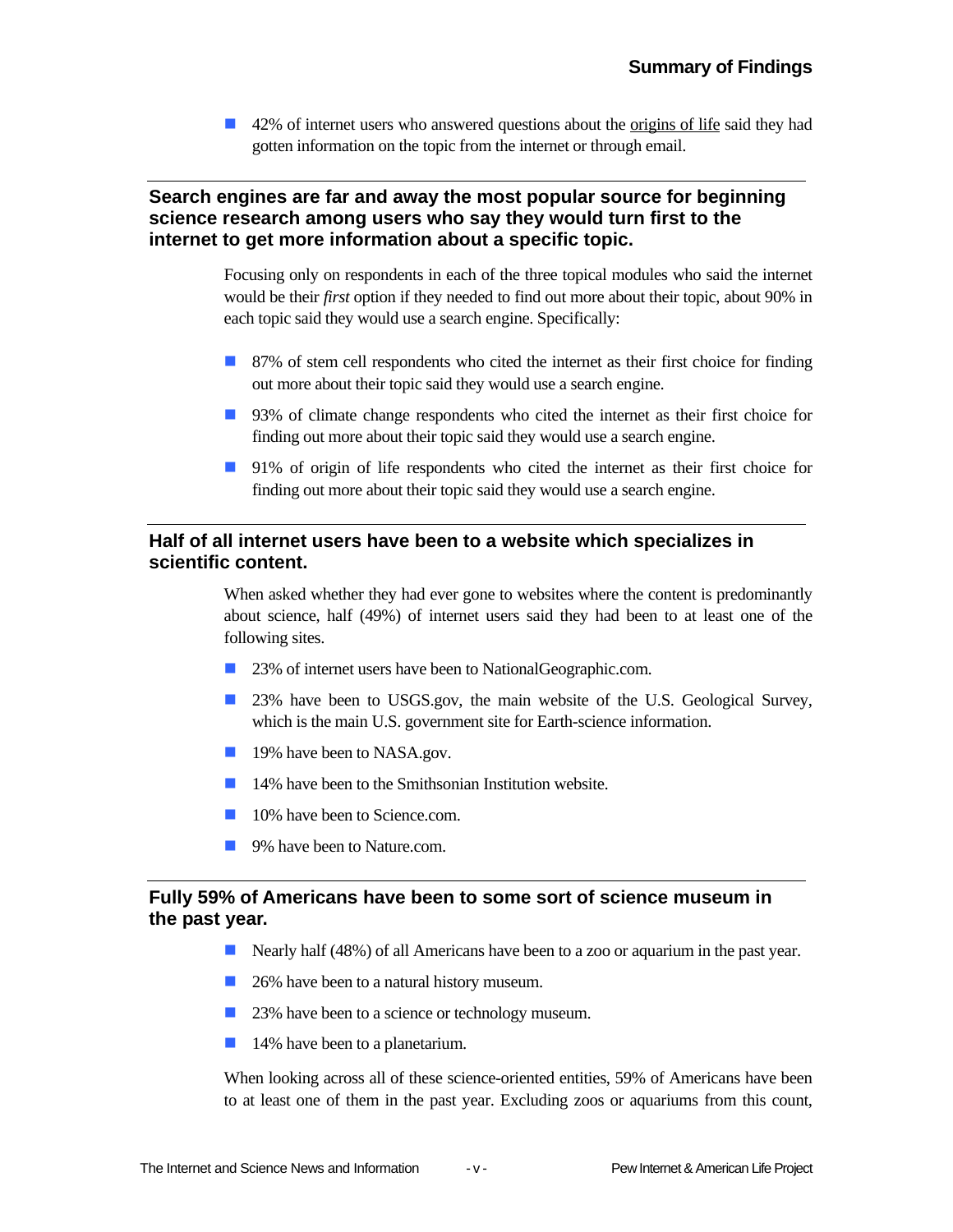- 42% of internet users who answered questions about the origins of life said they had gotten information on the topic from the internet or through email.

## Search engines are far and away the most popular source for beginning science research among users who say they would turn first to the internet to get more information about a specific topic.

Focusing only on respondents in each of the three topical modules who said the internet would be their *first* option if they needed to find out more about their topic, about 90% in each topic said they would use a search engine. Specifically:

- 87% of stem cell respondents who cited the internet as their first choice for finding out more about their topic said they would use a search engine.
- 93% of climate change respondents who cited the internet as their first choice for finding out more about their topic said they would use a search engine.
- 91% of origin of life respondents who cited the internet as their first choice for finding out more about their topic said they would use a search engine.

## Half of all internet users have been to a website which specializes in scientific content.

When asked whether they had ever gone to websites where the content is predominantly about science, half (49%) of internet users said they had been to at least one of the following sites.

- 23% of internet users have been to NationalGeographic.com.
- 23% have been to USGS.gov, the main website of the U.S. Geological Survey, which is the main U.S. government site for Earth-science information.
- 19% have been to NASA.gov.
- 14% have been to the Smithsonian Institution website.
- 10% have been to Science.com.
- 9% have been to Nature.com.

## Fully 59% of Americans have been to some sort of science museum in the past year.

- Nearly half (48%) of all Americans have been to a zoo or aquarium in the past year.
- 26% have been to a natural history museum.
- 23% have been to a science or technology museum.
- 14% have been to a planetarium.

When looking across all of these science-oriented entities, 59% of Americans have been to at least one of them in the past year. Excluding zoos or aquariums from this count,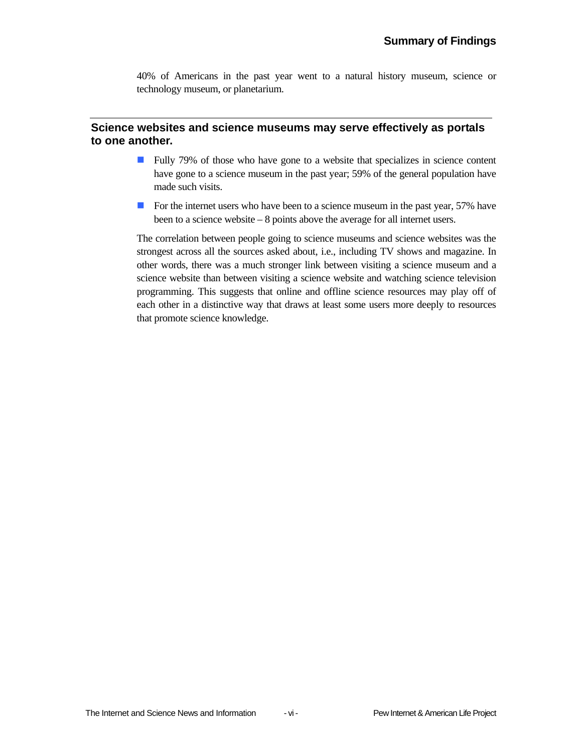40% of Americans in the past year went to a natural history museum, science or technology museum, or planetarium.

## Science websites and science museums may serve effectively as portals to one another.

- Fully 79% of those who have gone to a website that specializes in science content have gone to a science museum in the past year; 59% of the general population have made such visits.
- For the internet users who have been to a science museum in the past year, 57% have been to a science website – 8 points above the average for all internet users.

The correlation between people going to science museums and science websites was the strongest across all the sources asked about, i.e., including TV shows and magazine. In other words, there was a much stronger link between visiting a science museum and a science website than between visiting a science website and watching science television programming. This suggests that online and offline science resources may play off of each other in a distinctive way that draws at least some users more deeply to resources that promote science knowledge.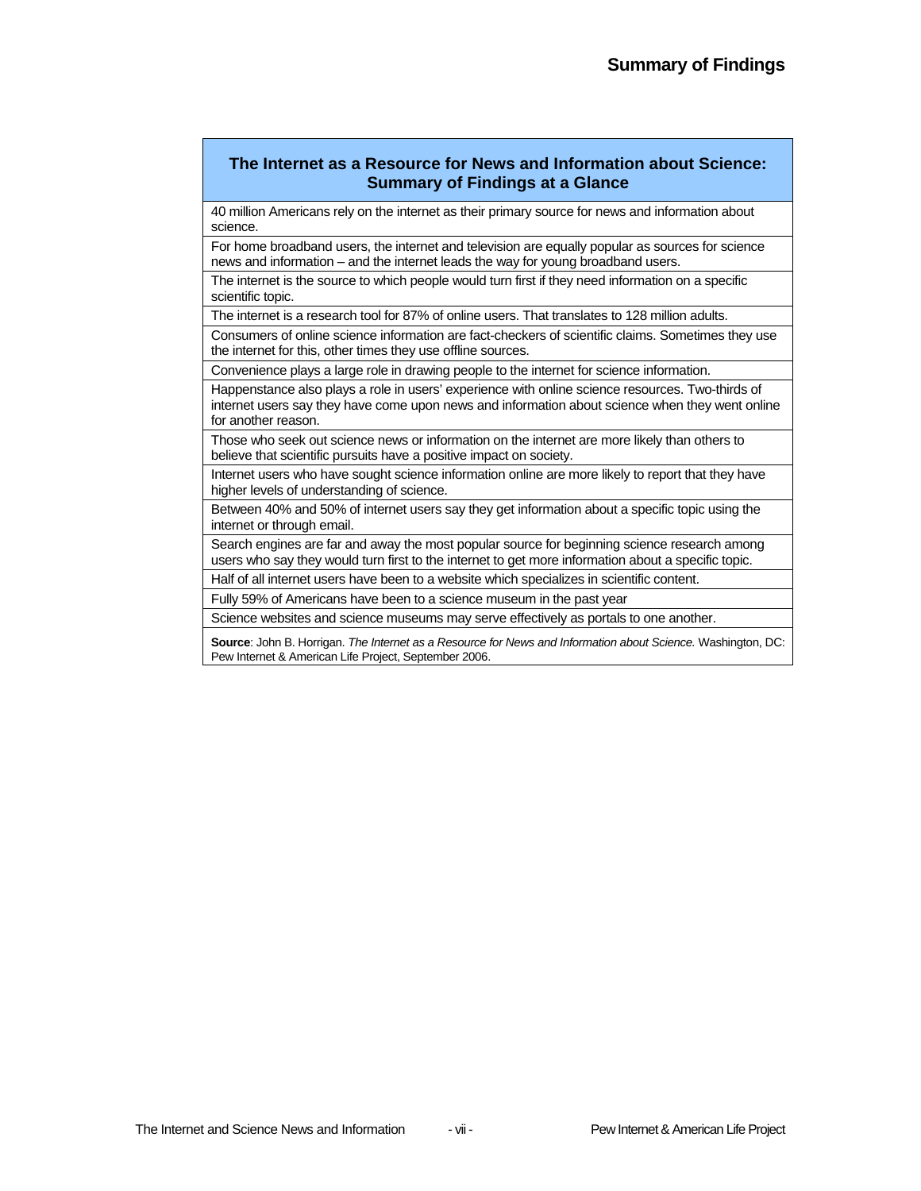# Summary of Findings

| The Internet as a Resource for News and Information about Science: Summary of Findings at a Glance |
|---|
| 40 million Americans rely on the internet as their primary source for news and information about science. |
| For home broadband users, the internet and television are equally popular as sources for science news and information – and the internet leads the way for young broadband users. |
| The internet is the source to which people would turn first if they need information on a specific scientific topic. |
| The internet is a research tool for 87% of online users. That translates to 128 million adults. |
| Consumers of online science information are fact-checkers of scientific claims. Sometimes they use the internet for this, other times they use offline sources. |
| Convenience plays a large role in drawing people to the internet for science information. |
| Happenstance also plays a role in users' experience with online science resources. Two-thirds of internet users say they have come upon news and information about science when they went online for another reason. |
| Those who seek out science news or information on the internet are more likely than others to believe that scientific pursuits have a positive impact on society. |
| Internet users who have sought science information online are more likely to report that they have higher levels of understanding of science. |
| Between 40% and 50% of internet users say they get information about a specific topic using the internet or through email. |
| Search engines are far and away the most popular source for beginning science research among users who say they would turn first to the internet to get more information about a specific topic. |
| Half of all internet users have been to a website which specializes in scientific content. |
| Fully 59% of Americans have been to a science museum in the past year |
| Science websites and science museums may serve effectively as portals to one another. |
| **Source**: John B. Horrigan. *The Internet as a Resource for News and Information about Science.* Washington, DC: Pew Internet & American Life Project, September 2006. |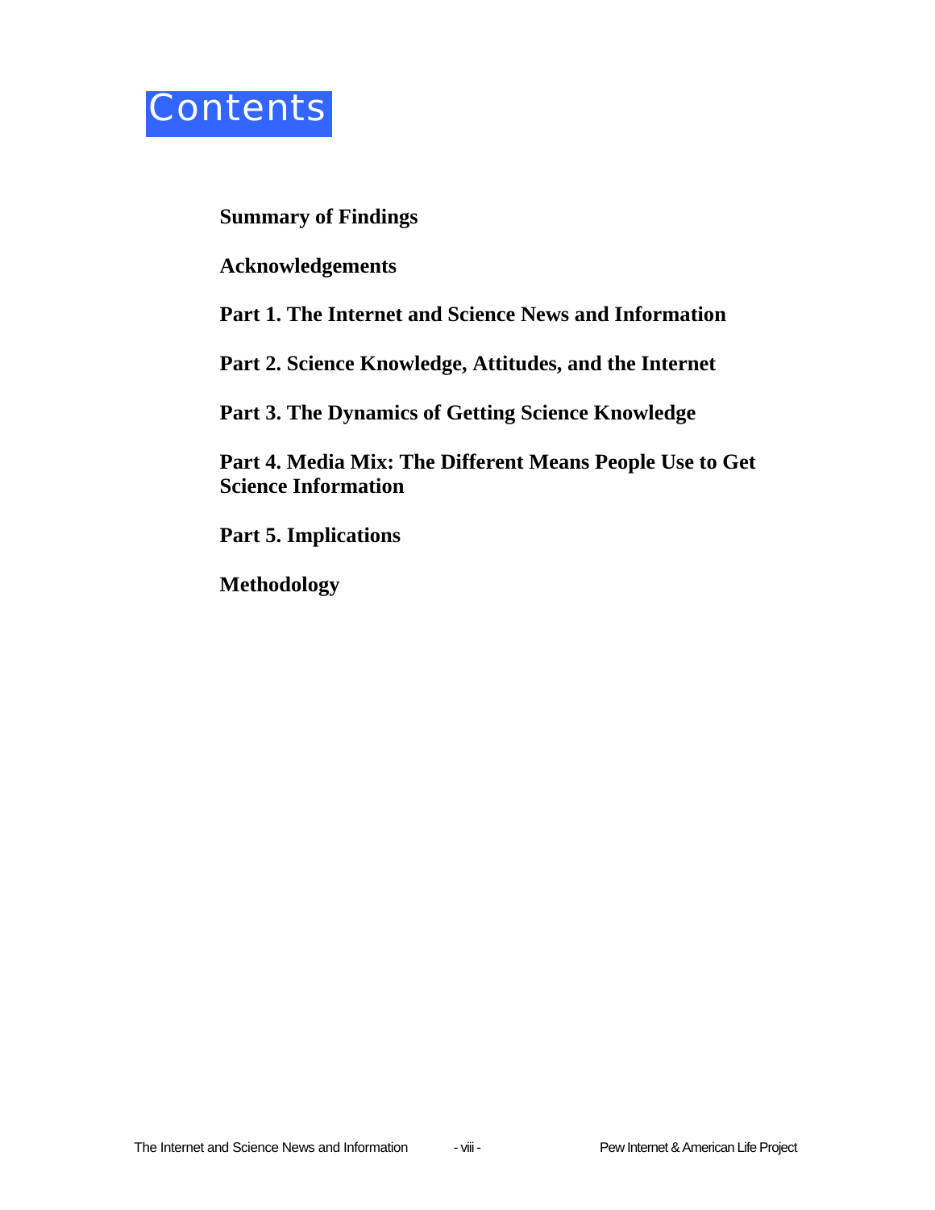# Contents

**Summary of Findings**

**Acknowledgements**

**Part 1. The Internet and Science News and Information**

**Part 2. Science Knowledge, Attitudes, and the Internet**

**Part 3. The Dynamics of Getting Science Knowledge**

**Part 4. Media Mix: The Different Means People Use to Get Science Information**

**Part 5. Implications**

**Methodology**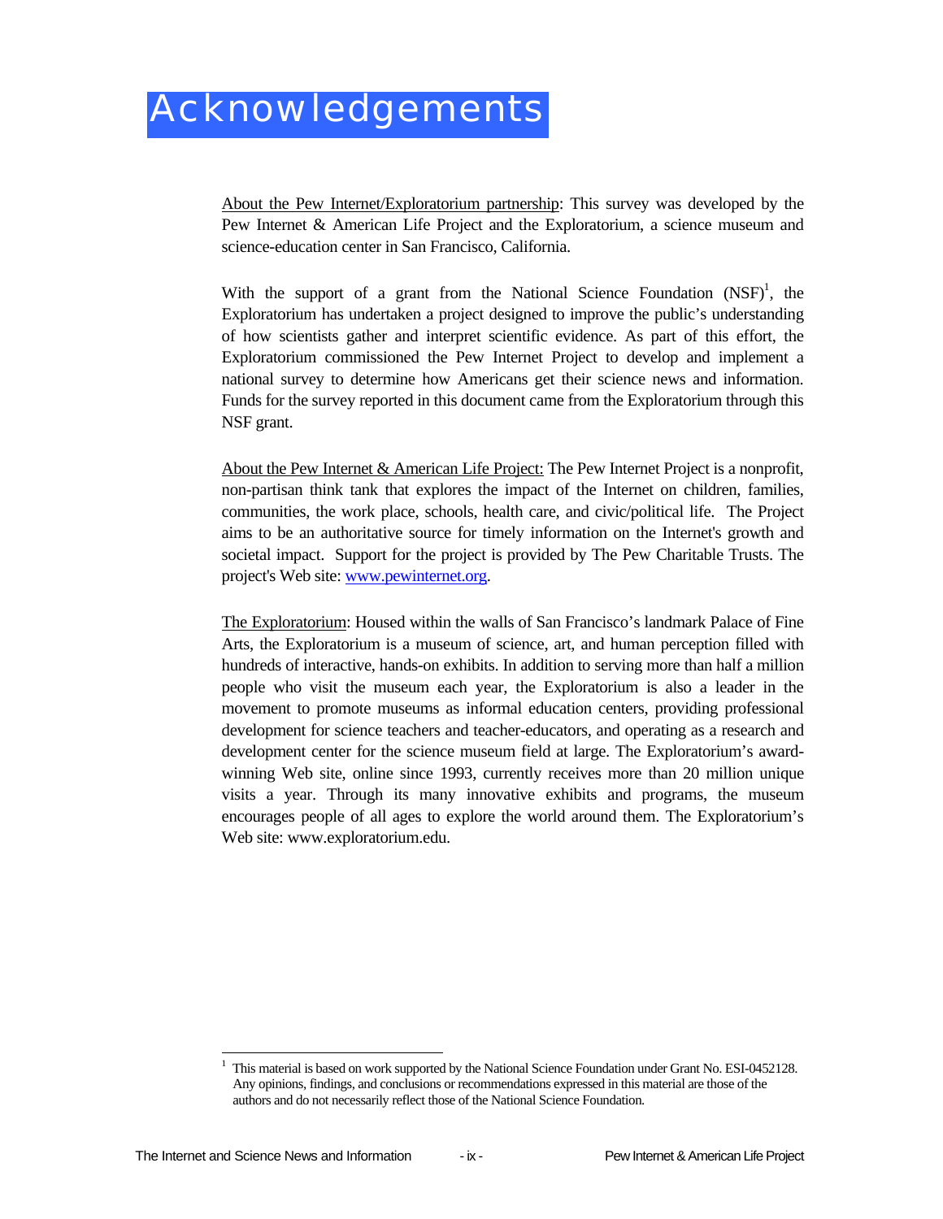# Acknowledgements

About the Pew Internet/Exploratorium partnership: This survey was developed by the Pew Internet & American Life Project and the Exploratorium, a science museum and science-education center in San Francisco, California.

With the support of a grant from the National Science Foundation (NSF)[1], the Exploratorium has undertaken a project designed to improve the public's understanding of how scientists gather and interpret scientific evidence. As part of this effort, the Exploratorium commissioned the Pew Internet Project to develop and implement a national survey to determine how Americans get their science news and information. Funds for the survey reported in this document came from the Exploratorium through this NSF grant.

About the Pew Internet & American Life Project: The Pew Internet Project is a nonprofit, non-partisan think tank that explores the impact of the Internet on children, families, communities, the work place, schools, health care, and civic/political life. The Project aims to be an authoritative source for timely information on the Internet's growth and societal impact. Support for the project is provided by The Pew Charitable Trusts. The project's Web site: [www.pewinternet.org](http://www.pewinternet.org).

The Exploratorium: Housed within the walls of San Francisco's landmark Palace of Fine Arts, the Exploratorium is a museum of science, art, and human perception filled with hundreds of interactive, hands-on exhibits. In addition to serving more than half a million people who visit the museum each year, the Exploratorium is also a leader in the movement to promote museums as informal education centers, providing professional development for science teachers and teacher-educators, and operating as a research and development center for the science museum field at large. The Exploratorium's award-winning Web site, online since 1993, currently receives more than 20 million unique visits a year. Through its many innovative exhibits and programs, the museum encourages people of all ages to explore the world around them. The Exploratorium's Web site: www.exploratorium.edu.

---

[1] This material is based on work supported by the National Science Foundation under Grant No. ESI-0452128. Any opinions, findings, and conclusions or recommendations expressed in this material are those of the authors and do not necessarily reflect those of the National Science Foundation.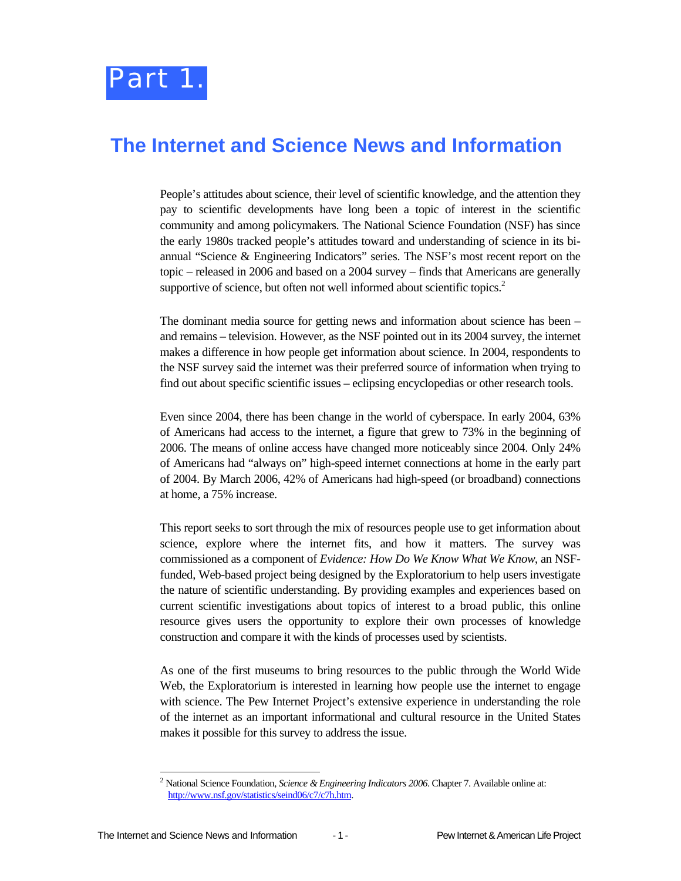# Part 1.

## The Internet and Science News and Information

People's attitudes about science, their level of scientific knowledge, and the attention they pay to scientific developments have long been a topic of interest in the scientific community and among policymakers. The National Science Foundation (NSF) has since the early 1980s tracked people's attitudes toward and understanding of science in its bi-annual "Science & Engineering Indicators" series. The NSF's most recent report on the topic – released in 2006 and based on a 2004 survey – finds that Americans are generally supportive of science, but often not well informed about scientific topics.[2]

The dominant media source for getting news and information about science has been – and remains – television. However, as the NSF pointed out in its 2004 survey, the internet makes a difference in how people get information about science. In 2004, respondents to the NSF survey said the internet was their preferred source of information when trying to find out about specific scientific issues – eclipsing encyclopedias or other research tools.

Even since 2004, there has been change in the world of cyberspace. In early 2004, 63% of Americans had access to the internet, a figure that grew to 73% in the beginning of 2006. The means of online access have changed more noticeably since 2004. Only 24% of Americans had "always on" high-speed internet connections at home in the early part of 2004. By March 2006, 42% of Americans had high-speed (or broadband) connections at home, a 75% increase.

This report seeks to sort through the mix of resources people use to get information about science, explore where the internet fits, and how it matters. The survey was commissioned as a component of *Evidence: How Do We Know What We Know*, an NSF-funded, Web-based project being designed by the Exploratorium to help users investigate the nature of scientific understanding. By providing examples and experiences based on current scientific investigations about topics of interest to a broad public, this online resource gives users the opportunity to explore their own processes of knowledge construction and compare it with the kinds of processes used by scientists.

As one of the first museums to bring resources to the public through the World Wide Web, the Exploratorium is interested in learning how people use the internet to engage with science. The Pew Internet Project's extensive experience in understanding the role of the internet as an important informational and cultural resource in the United States makes it possible for this survey to address the issue.

---

[2] National Science Foundation, *Science & Engineering Indicators 2006*. Chapter 7. Available online at: http://www.nsf.gov/statistics/seind06/c7/c7h.htm.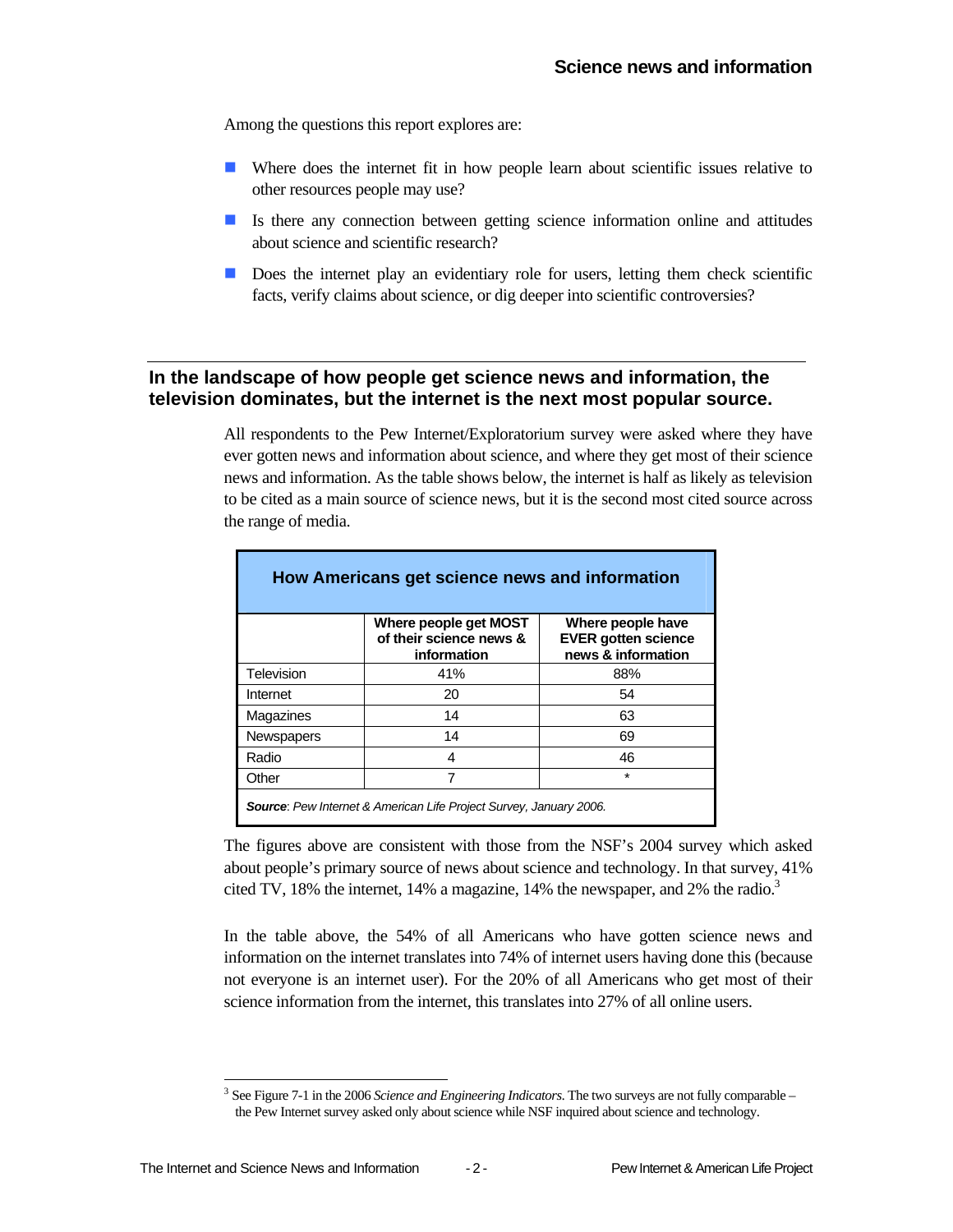Among the questions this report explores are:

- Where does the internet fit in how people learn about scientific issues relative to other resources people may use?
- Is there any connection between getting science information online and attitudes about science and scientific research?
- Does the internet play an evidentiary role for users, letting them check scientific facts, verify claims about science, or dig deeper into scientific controversies?

## In the landscape of how people get science news and information, the television dominates, but the internet is the next most popular source.

All respondents to the Pew Internet/Exploratorium survey were asked where they have ever gotten news and information about science, and where they get most of their science news and information. As the table shows below, the internet is half as likely as television to be cited as a main source of science news, but it is the second most cited source across the range of media.

**How Americans get science news and information**

| | Where people get MOST of their science news & information | Where people have EVER gotten science news & information |
|---|---|---|
| Television | 41% | 88% |
| Internet | 20 | 54 |
| Magazines | 14 | 63 |
| Newspapers | 14 | 69 |
| Radio | 4 | 46 |
| Other | 7 | * |

***Source***: *Pew Internet & American Life Project Survey, January 2006.*

The figures above are consistent with those from the NSF's 2004 survey which asked about people's primary source of news about science and technology. In that survey, 41% cited TV, 18% the internet, 14% a magazine, 14% the newspaper, and 2% the radio.[3]

In the table above, the 54% of all Americans who have gotten science news and information on the internet translates into 74% of internet users having done this (because not everyone is an internet user). For the 20% of all Americans who get most of their science information from the internet, this translates into 27% of all online users.

[3] See Figure 7-1 in the 2006 *Science and Engineering Indicators.* The two surveys are not fully comparable – the Pew Internet survey asked only about science while NSF inquired about science and technology.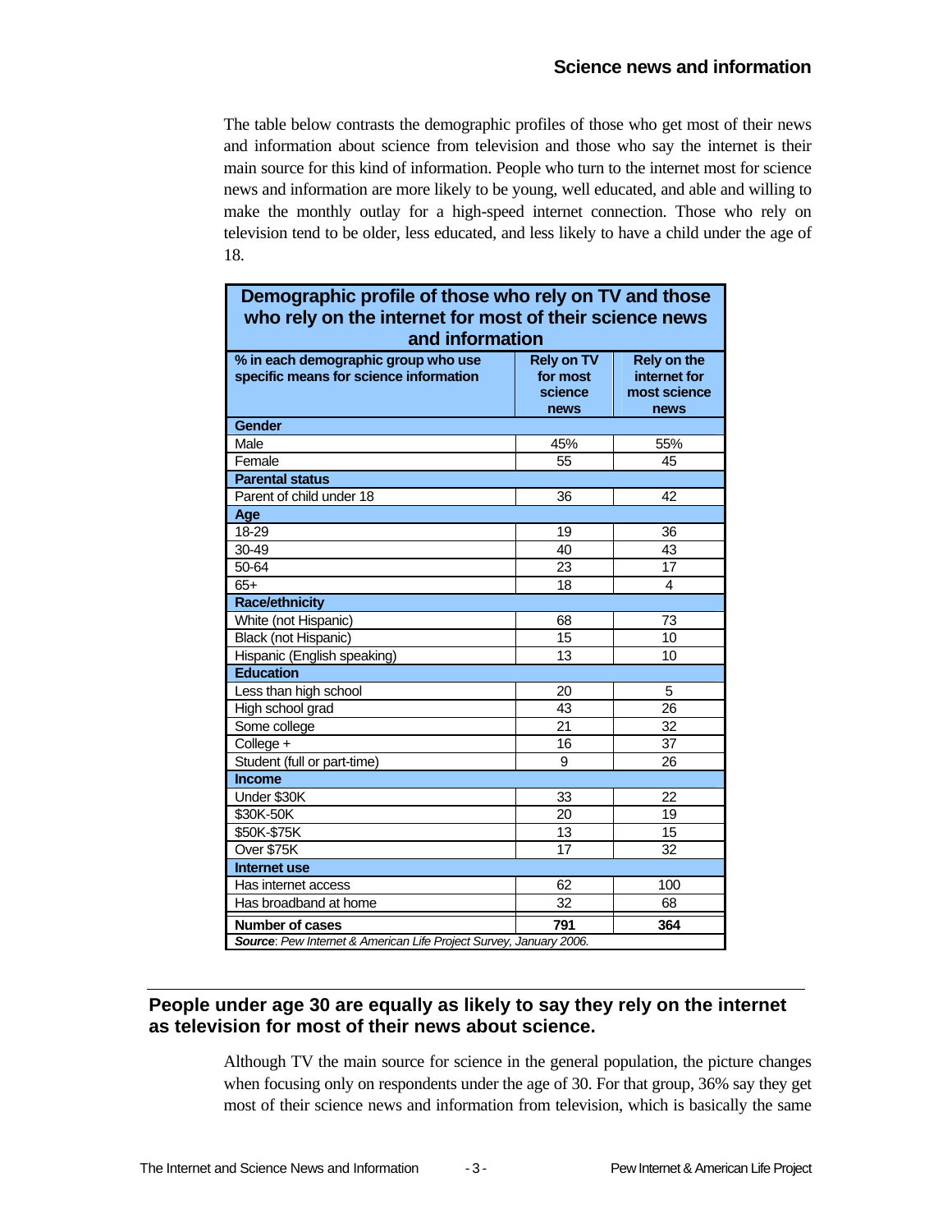The table below contrasts the demographic profiles of those who get most of their news and information about science from television and those who say the internet is their main source for this kind of information. People who turn to the internet most for science news and information are more likely to be young, well educated, and able and willing to make the monthly outlay for a high-speed internet connection. Those who rely on television tend to be older, less educated, and less likely to have a child under the age of 18.

**Demographic profile of those who rely on TV and those who rely on the internet for most of their science news and information**

| % in each demographic group who use specific means for science information | Rely on TV for most science news | Rely on the internet for most science news |
|---|---|---|
| **Gender** | | |
| Male | 45% | 55% |
| Female | 55 | 45 |
| **Parental status** | | |
| Parent of child under 18 | 36 | 42 |
| **Age** | | |
| 18-29 | 19 | 36 |
| 30-49 | 40 | 43 |
| 50-64 | 23 | 17 |
| 65+ | 18 | 4 |
| **Race/ethnicity** | | |
| White (not Hispanic) | 68 | 73 |
| Black (not Hispanic) | 15 | 10 |
| Hispanic (English speaking) | 13 | 10 |
| **Education** | | |
| Less than high school | 20 | 5 |
| High school grad | 43 | 26 |
| Some college | 21 | 32 |
| College + | 16 | 37 |
| Student (full or part-time) | 9 | 26 |
| **Income** | | |
| Under $30K | 33 | 22 |
| $30K-50K | 20 | 19 |
| $50K-$75K | 13 | 15 |
| Over $75K | 17 | 32 |
| **Internet use** | | |
| Has internet access | 62 | 100 |
| Has broadband at home | 32 | 68 |
| **Number of cases** | **791** | **364** |

***Source**: Pew Internet & American Life Project Survey, January 2006.*

## People under age 30 are equally as likely to say they rely on the internet as television for most of their news about science.

Although TV the main source for science in the general population, the picture changes when focusing only on respondents under the age of 30. For that group, 36% say they get most of their science news and information from television, which is basically the same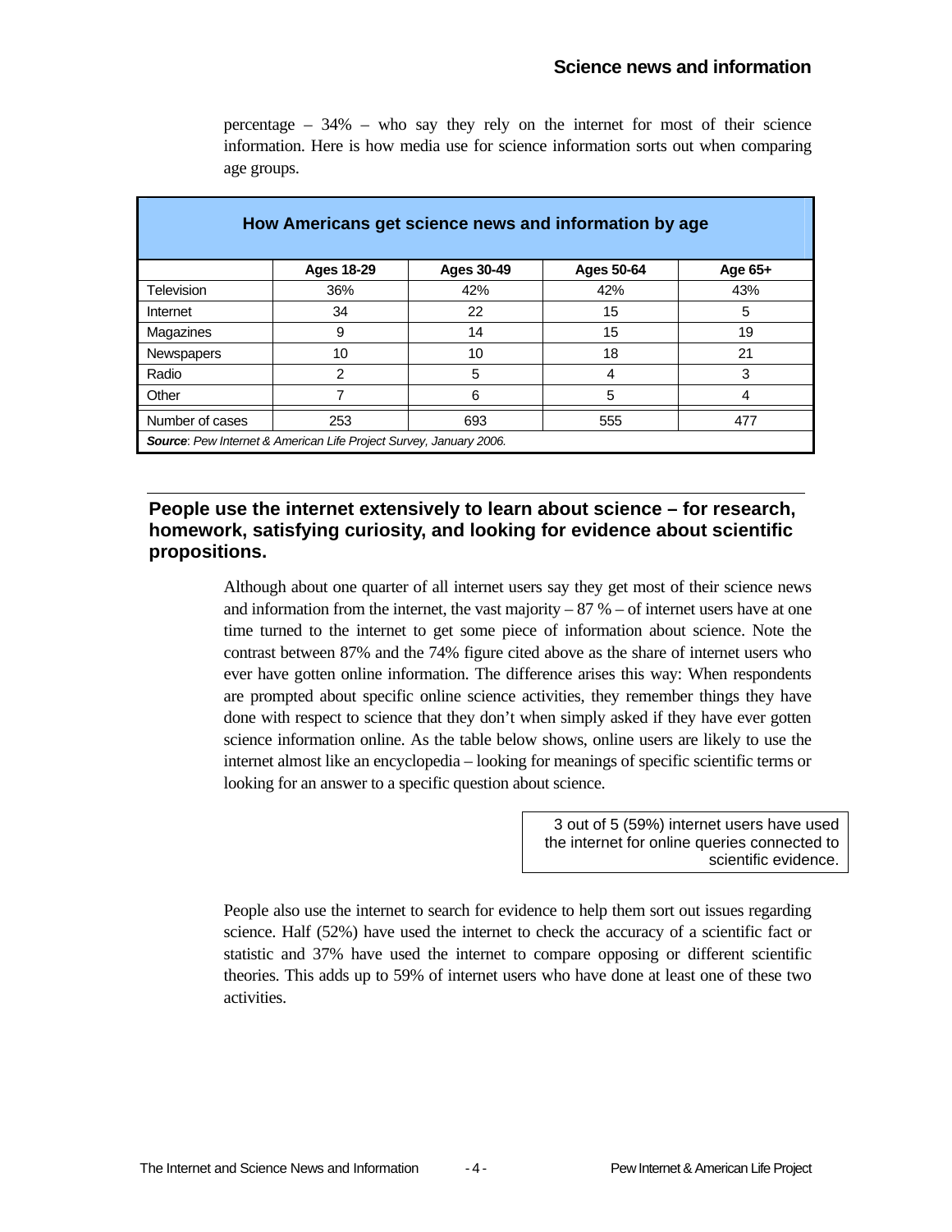percentage – 34% – who say they rely on the internet for most of their science information. Here is how media use for science information sorts out when comparing age groups.

**How Americans get science news and information by age**

| | Ages 18-29 | Ages 30-49 | Ages 50-64 | Age 65+ |
|---|---|---|---|---|
| Television | 36% | 42% | 42% | 43% |
| Internet | 34 | 22 | 15 | 5 |
| Magazines | 9 | 14 | 15 | 19 |
| Newspapers | 10 | 10 | 18 | 21 |
| Radio | 2 | 5 | 4 | 3 |
| Other | 7 | 6 | 5 | 4 |
| Number of cases | 253 | 693 | 555 | 477 |

***Source**: Pew Internet & American Life Project Survey, January 2006.*

### People use the internet extensively to learn about science – for research, homework, satisfying curiosity, and looking for evidence about scientific propositions.

Although about one quarter of all internet users say they get most of their science news and information from the internet, the vast majority – 87 % – of internet users have at one time turned to the internet to get some piece of information about science. Note the contrast between 87% and the 74% figure cited above as the share of internet users who ever have gotten online information. The difference arises this way: When respondents are prompted about specific online science activities, they remember things they have done with respect to science that they don't when simply asked if they have ever gotten science information online. As the table below shows, online users are likely to use the internet almost like an encyclopedia – looking for meanings of specific scientific terms or looking for an answer to a specific question about science.

> 3 out of 5 (59%) internet users have used the internet for online queries connected to scientific evidence.

People also use the internet to search for evidence to help them sort out issues regarding science. Half (52%) have used the internet to check the accuracy of a scientific fact or statistic and 37% have used the internet to compare opposing or different scientific theories. This adds up to 59% of internet users who have done at least one of these two activities.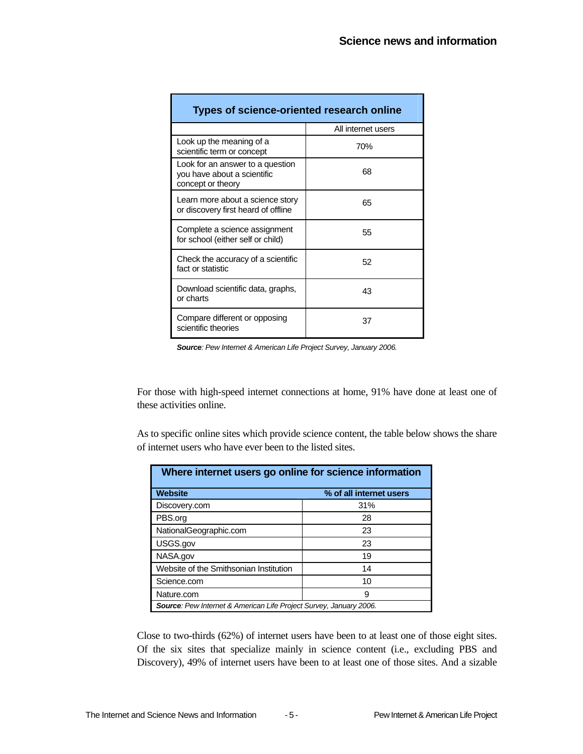**Types of science-oriented research online**

| | All internet users |
|---|---|
| Look up the meaning of a scientific term or concept | 70% |
| Look for an answer to a question you have about a scientific concept or theory | 68 |
| Learn more about a science story or discovery first heard of offline | 65 |
| Complete a science assignment for school (either self or child) | 55 |
| Check the accuracy of a scientific fact or statistic | 52 |
| Download scientific data, graphs, or charts | 43 |
| Compare different or opposing scientific theories | 37 |

***Source**: Pew Internet & American Life Project Survey, January 2006.*

For those with high-speed internet connections at home, 91% have done at least one of these activities online.

As to specific online sites which provide science content, the table below shows the share of internet users who have ever been to the listed sites.

**Where internet users go online for science information**

| Website | % of all internet users |
|---|---|
| Discovery.com | 31% |
| PBS.org | 28 |
| NationalGeographic.com | 23 |
| USGS.gov | 23 |
| NASA.gov | 19 |
| Website of the Smithsonian Institution | 14 |
| Science.com | 10 |
| Nature.com | 9 |

***Source**: Pew Internet & American Life Project Survey, January 2006.*

Close to two-thirds (62%) of internet users have been to at least one of those eight sites. Of the six sites that specialize mainly in science content (i.e., excluding PBS and Discovery), 49% of internet users have been to at least one of those sites. And a sizable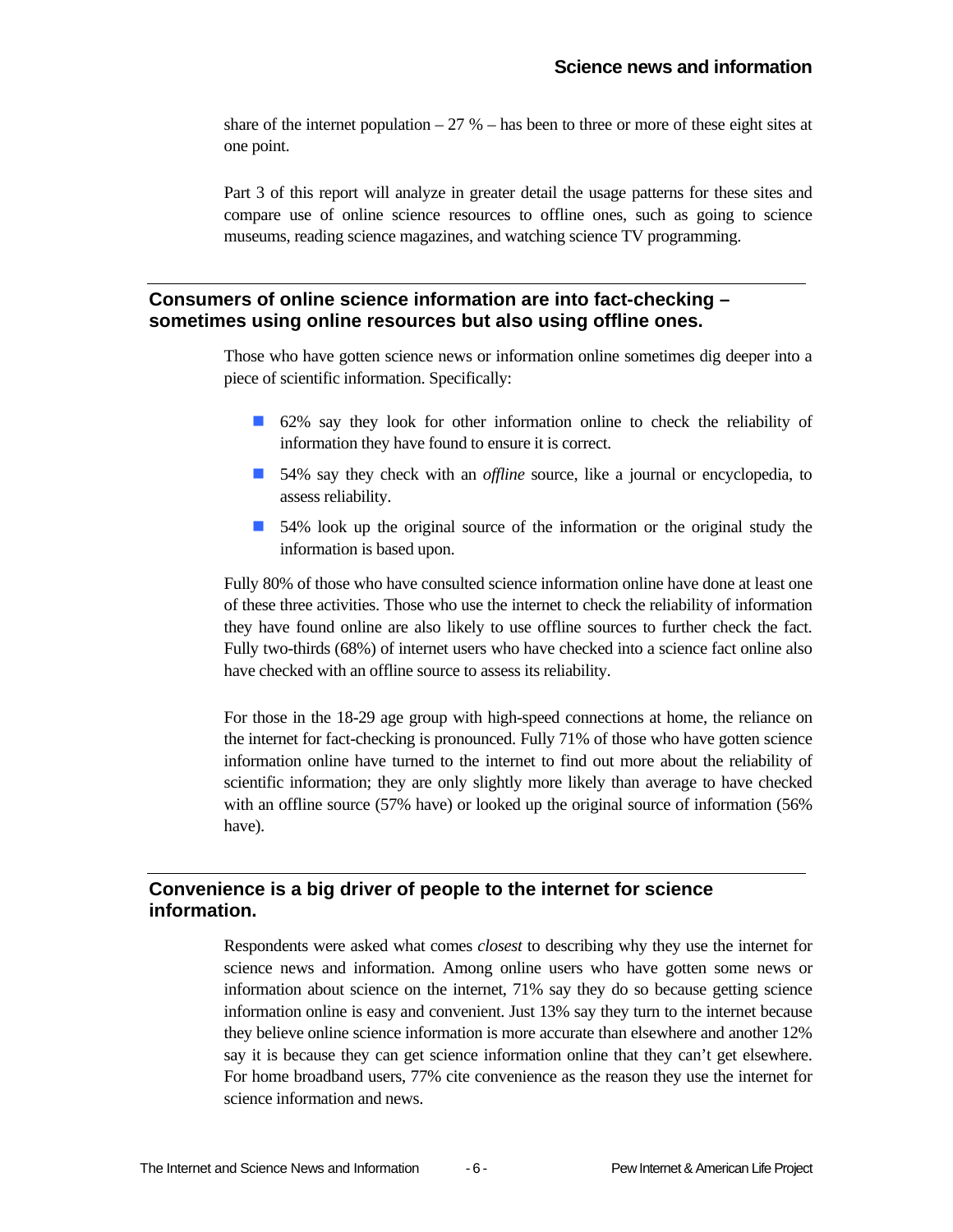share of the internet population – 27 % – has been to three or more of these eight sites at one point.

Part 3 of this report will analyze in greater detail the usage patterns for these sites and compare use of online science resources to offline ones, such as going to science museums, reading science magazines, and watching science TV programming.

## Consumers of online science information are into fact-checking – sometimes using online resources but also using offline ones.

Those who have gotten science news or information online sometimes dig deeper into a piece of scientific information. Specifically:

- 62% say they look for other information online to check the reliability of information they have found to ensure it is correct.
- 54% say they check with an *offline* source, like a journal or encyclopedia, to assess reliability.
- 54% look up the original source of the information or the original study the information is based upon.

Fully 80% of those who have consulted science information online have done at least one of these three activities. Those who use the internet to check the reliability of information they have found online are also likely to use offline sources to further check the fact. Fully two-thirds (68%) of internet users who have checked into a science fact online also have checked with an offline source to assess its reliability.

For those in the 18-29 age group with high-speed connections at home, the reliance on the internet for fact-checking is pronounced. Fully 71% of those who have gotten science information online have turned to the internet to find out more about the reliability of scientific information; they are only slightly more likely than average to have checked with an offline source (57% have) or looked up the original source of information (56% have).

## Convenience is a big driver of people to the internet for science information.

Respondents were asked what comes *closest* to describing why they use the internet for science news and information. Among online users who have gotten some news or information about science on the internet, 71% say they do so because getting science information online is easy and convenient. Just 13% say they turn to the internet because they believe online science information is more accurate than elsewhere and another 12% say it is because they can get science information online that they can't get elsewhere. For home broadband users, 77% cite convenience as the reason they use the internet for science information and news.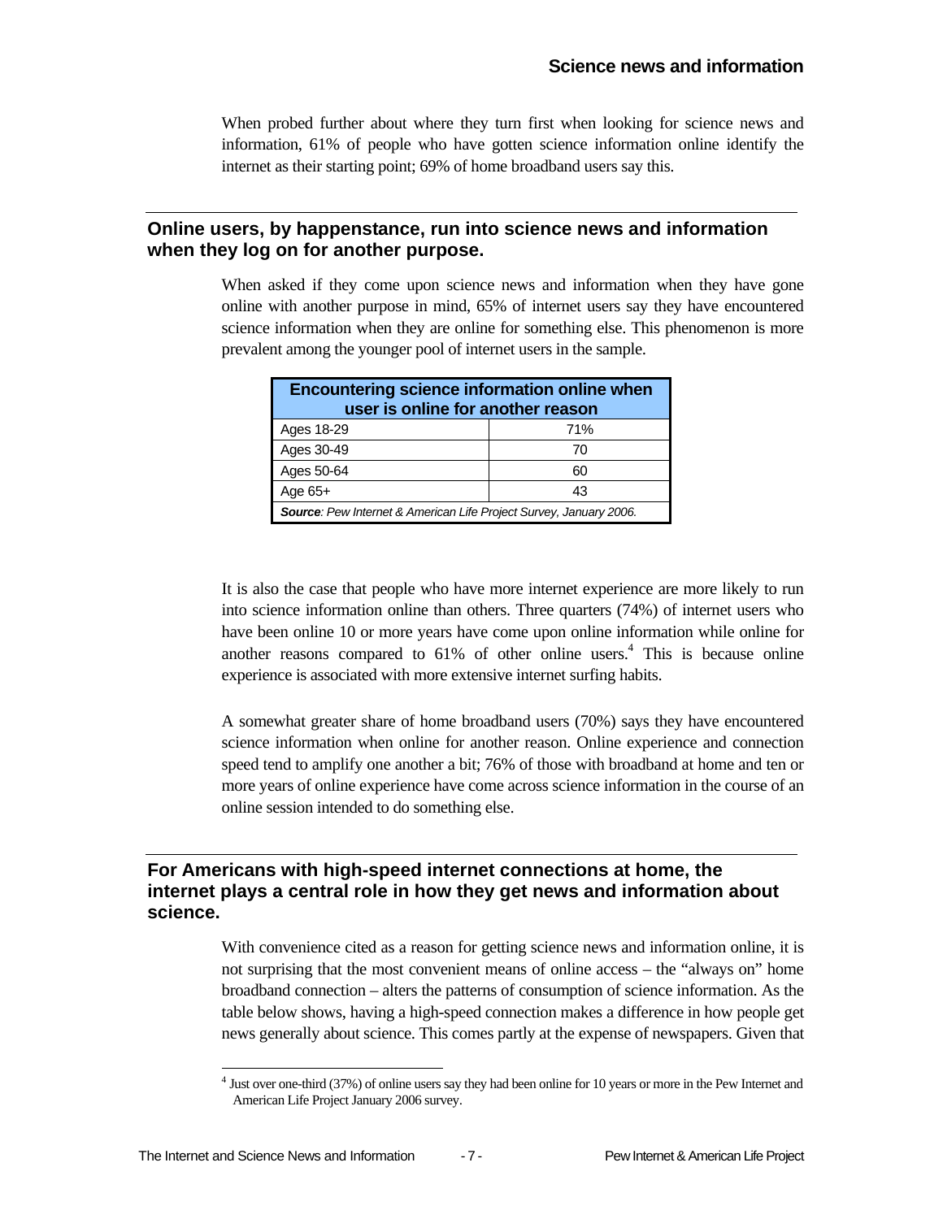When probed further about where they turn first when looking for science news and information, 61% of people who have gotten science information online identify the internet as their starting point; 69% of home broadband users say this.

## Online users, by happenstance, run into science news and information when they log on for another purpose.

When asked if they come upon science news and information when they have gone online with another purpose in mind, 65% of internet users say they have encountered science information when they are online for something else. This phenomenon is more prevalent among the younger pool of internet users in the sample.

| Encountering science information online when user is online for another reason | |
|---|---|
| Ages 18-29 | 71% |
| Ages 30-49 | 70 |
| Ages 50-64 | 60 |
| Age 65+ | 43 |
| ***Source**: Pew Internet & American Life Project Survey, January 2006.* | |

It is also the case that people who have more internet experience are more likely to run into science information online than others. Three quarters (74%) of internet users who have been online 10 or more years have come upon online information while online for another reasons compared to 61% of other online users.[4] This is because online experience is associated with more extensive internet surfing habits.

A somewhat greater share of home broadband users (70%) says they have encountered science information when online for another reason. Online experience and connection speed tend to amplify one another a bit; 76% of those with broadband at home and ten or more years of online experience have come across science information in the course of an online session intended to do something else.

## For Americans with high-speed internet connections at home, the internet plays a central role in how they get news and information about science.

With convenience cited as a reason for getting science news and information online, it is not surprising that the most convenient means of online access – the "always on" home broadband connection – alters the patterns of consumption of science information. As the table below shows, having a high-speed connection makes a difference in how people get news generally about science. This comes partly at the expense of newspapers. Given that

[4] Just over one-third (37%) of online users say they had been online for 10 years or more in the Pew Internet and American Life Project January 2006 survey.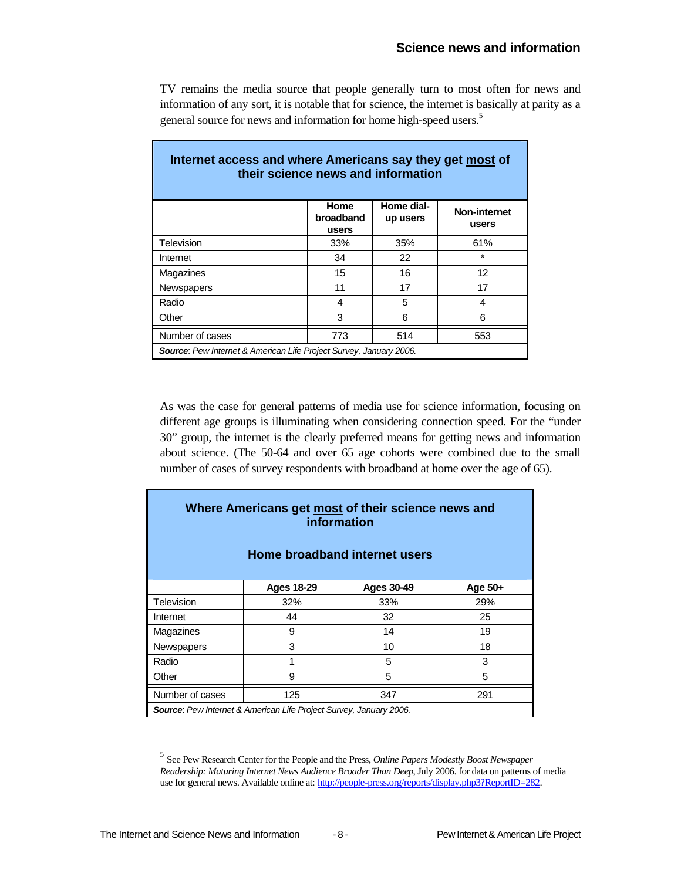TV remains the media source that people generally turn to most often for news and information of any sort, it is notable that for science, the internet is basically at parity as a general source for news and information for home high-speed users.[5]

| Internet access and where Americans say they get most of their science news and information | | | |
|---|---|---|---|
| | Home broadband users | Home dial-up users | Non-internet users |
| Television | 33% | 35% | 61% |
| Internet | 34 | 22 | * |
| Magazines | 15 | 16 | 12 |
| Newspapers | 11 | 17 | 17 |
| Radio | 4 | 5 | 4 |
| Other | 3 | 6 | 6 |
| Number of cases | 773 | 514 | 553 |

***Source**: Pew Internet & American Life Project Survey, January 2006.*

As was the case for general patterns of media use for science information, focusing on different age groups is illuminating when considering connection speed. For the "under 30" group, the internet is the clearly preferred means for getting news and information about science. (The 50-64 and over 65 age cohorts were combined due to the small number of cases of survey respondents with broadband at home over the age of 65).

| Where Americans get most of their science news and information — Home broadband internet users | | | |
|---|---|---|---|
| | Ages 18-29 | Ages 30-49 | Age 50+ |
| Television | 32% | 33% | 29% |
| Internet | 44 | 32 | 25 |
| Magazines | 9 | 14 | 19 |
| Newspapers | 3 | 10 | 18 |
| Radio | 1 | 5 | 3 |
| Other | 9 | 5 | 5 |
| Number of cases | 125 | 347 | 291 |

***Source**: Pew Internet & American Life Project Survey, January 2006.*

---

[5] See Pew Research Center for the People and the Press, *Online Papers Modestly Boost Newspaper Readership: Maturing Internet News Audience Broader Than Deep*, July 2006. for data on patterns of media use for general news. Available online at: http://people-press.org/reports/display.php3?ReportID=282.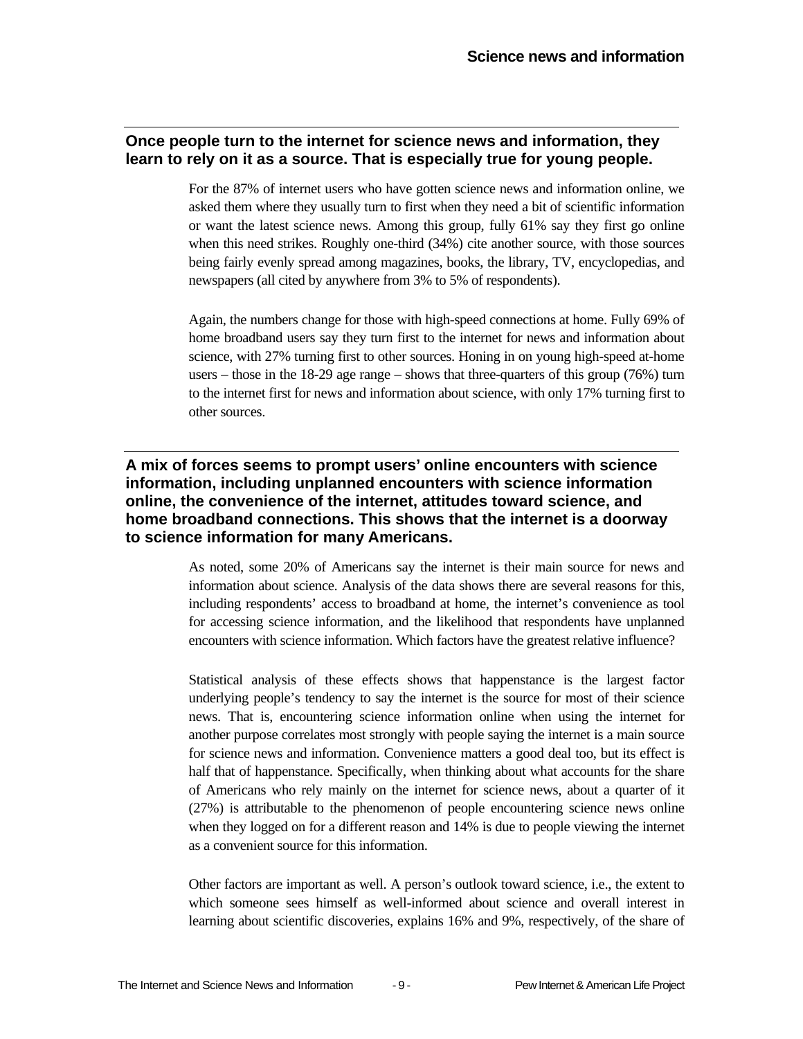## Once people turn to the internet for science news and information, they learn to rely on it as a source. That is especially true for young people.

For the 87% of internet users who have gotten science news and information online, we asked them where they usually turn to first when they need a bit of scientific information or want the latest science news. Among this group, fully 61% say they first go online when this need strikes. Roughly one-third (34%) cite another source, with those sources being fairly evenly spread among magazines, books, the library, TV, encyclopedias, and newspapers (all cited by anywhere from 3% to 5% of respondents).

Again, the numbers change for those with high-speed connections at home. Fully 69% of home broadband users say they turn first to the internet for news and information about science, with 27% turning first to other sources. Honing in on young high-speed at-home users – those in the 18-29 age range – shows that three-quarters of this group (76%) turn to the internet first for news and information about science, with only 17% turning first to other sources.

## A mix of forces seems to prompt users' online encounters with science information, including unplanned encounters with science information online, the convenience of the internet, attitudes toward science, and home broadband connections. This shows that the internet is a doorway to science information for many Americans.

As noted, some 20% of Americans say the internet is their main source for news and information about science. Analysis of the data shows there are several reasons for this, including respondents' access to broadband at home, the internet's convenience as tool for accessing science information, and the likelihood that respondents have unplanned encounters with science information. Which factors have the greatest relative influence?

Statistical analysis of these effects shows that happenstance is the largest factor underlying people's tendency to say the internet is the source for most of their science news. That is, encountering science information online when using the internet for another purpose correlates most strongly with people saying the internet is a main source for science news and information. Convenience matters a good deal too, but its effect is half that of happenstance. Specifically, when thinking about what accounts for the share of Americans who rely mainly on the internet for science news, about a quarter of it (27%) is attributable to the phenomenon of people encountering science news online when they logged on for a different reason and 14% is due to people viewing the internet as a convenient source for this information.

Other factors are important as well. A person's outlook toward science, i.e., the extent to which someone sees himself as well-informed about science and overall interest in learning about scientific discoveries, explains 16% and 9%, respectively, of the share of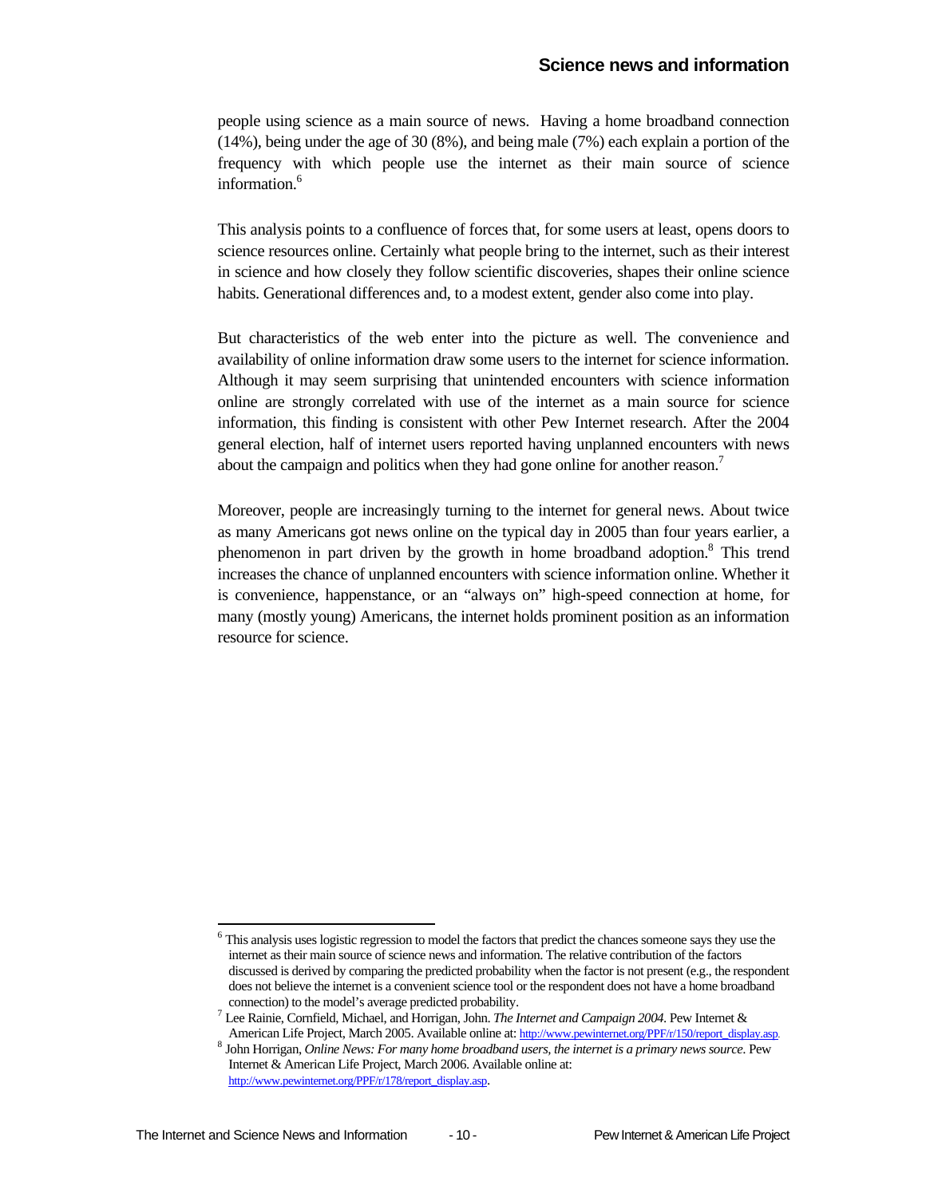people using science as a main source of news. Having a home broadband connection (14%), being under the age of 30 (8%), and being male (7%) each explain a portion of the frequency with which people use the internet as their main source of science information.[6]

This analysis points to a confluence of forces that, for some users at least, opens doors to science resources online. Certainly what people bring to the internet, such as their interest in science and how closely they follow scientific discoveries, shapes their online science habits. Generational differences and, to a modest extent, gender also come into play.

But characteristics of the web enter into the picture as well. The convenience and availability of online information draw some users to the internet for science information. Although it may seem surprising that unintended encounters with science information online are strongly correlated with use of the internet as a main source for science information, this finding is consistent with other Pew Internet research. After the 2004 general election, half of internet users reported having unplanned encounters with news about the campaign and politics when they had gone online for another reason.[7]

Moreover, people are increasingly turning to the internet for general news. About twice as many Americans got news online on the typical day in 2005 than four years earlier, a phenomenon in part driven by the growth in home broadband adoption.[8] This trend increases the chance of unplanned encounters with science information online. Whether it is convenience, happenstance, or an "always on" high-speed connection at home, for many (mostly young) Americans, the internet holds prominent position as an information resource for science.

---

[6] This analysis uses logistic regression to model the factors that predict the chances someone says they use the internet as their main source of science news and information. The relative contribution of the factors discussed is derived by comparing the predicted probability when the factor is not present (e.g., the respondent does not believe the internet is a convenient science tool or the respondent does not have a home broadband connection) to the model's average predicted probability.

[7] Lee Rainie, Cornfield, Michael, and Horrigan, John. *The Internet and Campaign 2004*. Pew Internet & American Life Project, March 2005. Available online at: http://www.pewinternet.org/PPF/r/150/report_display.asp.

[8] John Horrigan, *Online News: For many home broadband users, the internet is a primary news source*. Pew Internet & American Life Project, March 2006. Available online at: http://www.pewinternet.org/PPF/r/178/report_display.asp.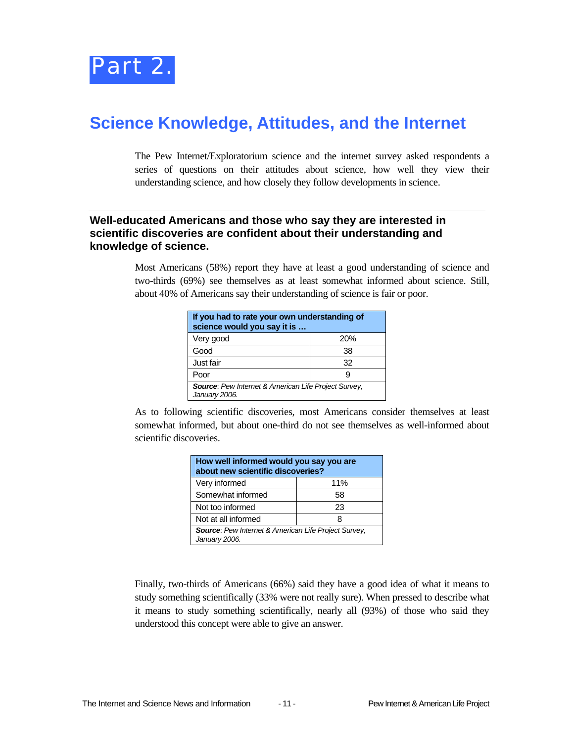# Part 2.

## Science Knowledge, Attitudes, and the Internet

The Pew Internet/Exploratorium science and the internet survey asked respondents a series of questions on their attitudes about science, how well they view their understanding science, and how closely they follow developments in science.

### Well-educated Americans and those who say they are interested in scientific discoveries are confident about their understanding and knowledge of science.

Most Americans (58%) report they have at least a good understanding of science and two-thirds (69%) see themselves as at least somewhat informed about science. Still, about 40% of Americans say their understanding of science is fair or poor.

| If you had to rate your own understanding of science would you say it is … | |
|---|---|
| Very good | 20% |
| Good | 38 |
| Just fair | 32 |
| Poor | 9 |
| ***Source**: Pew Internet & American Life Project Survey, January 2006.* | |

As to following scientific discoveries, most Americans consider themselves at least somewhat informed, but about one-third do not see themselves as well-informed about scientific discoveries.

| How well informed would you say you are about new scientific discoveries? | |
|---|---|
| Very informed | 11% |
| Somewhat informed | 58 |
| Not too informed | 23 |
| Not at all informed | 8 |
| ***Source**: Pew Internet & American Life Project Survey, January 2006.* | |

Finally, two-thirds of Americans (66%) said they have a good idea of what it means to study something scientifically (33% were not really sure). When pressed to describe what it means to study something scientifically, nearly all (93%) of those who said they understood this concept were able to give an answer.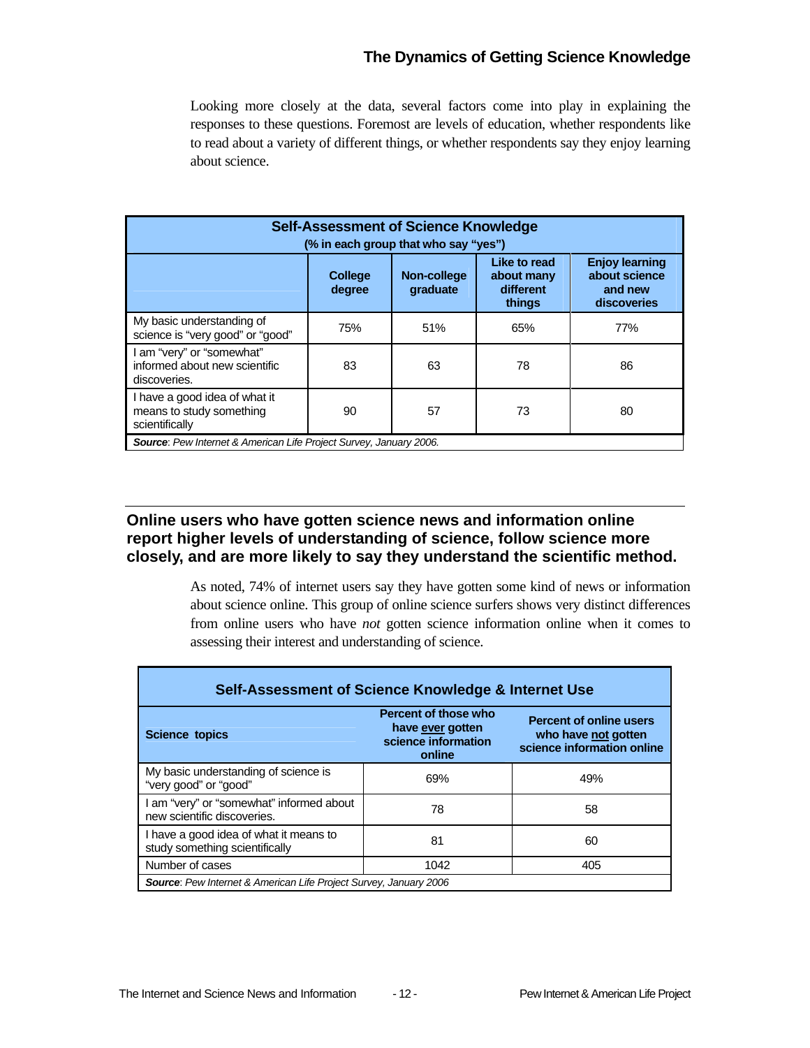Looking more closely at the data, several factors come into play in explaining the responses to these questions. Foremost are levels of education, whether respondents like to read about a variety of different things, or whether respondents say they enjoy learning about science.

**Self-Assessment of Science Knowledge**
**(% in each group that who say "yes")**

| | College degree | Non-college graduate | Like to read about many different things | Enjoy learning about science and new discoveries |
|---|---|---|---|---|
| My basic understanding of science is "very good" or "good" | 75% | 51% | 65% | 77% |
| I am "very" or "somewhat" informed about new scientific discoveries. | 83 | 63 | 78 | 86 |
| I have a good idea of what it means to study something scientifically | 90 | 57 | 73 | 80 |

***Source**: Pew Internet & American Life Project Survey, January 2006.*

## Online users who have gotten science news and information online report higher levels of understanding of science, follow science more closely, and are more likely to say they understand the scientific method.

As noted, 74% of internet users say they have gotten some kind of news or information about science online. This group of online science surfers shows very distinct differences from online users who have *not* gotten science information online when it comes to assessing their interest and understanding of science.

**Self-Assessment of Science Knowledge & Internet Use**

| Science topics | Percent of those who have <u>ever</u> gotten science information online | Percent of online users who have <u>not</u> gotten science information online |
|---|---|---|
| My basic understanding of science is "very good" or "good" | 69% | 49% |
| I am "very" or "somewhat" informed about new scientific discoveries. | 78 | 58 |
| I have a good idea of what it means to study something scientifically | 81 | 60 |
| Number of cases | 1042 | 405 |

***Source**: Pew Internet & American Life Project Survey, January 2006*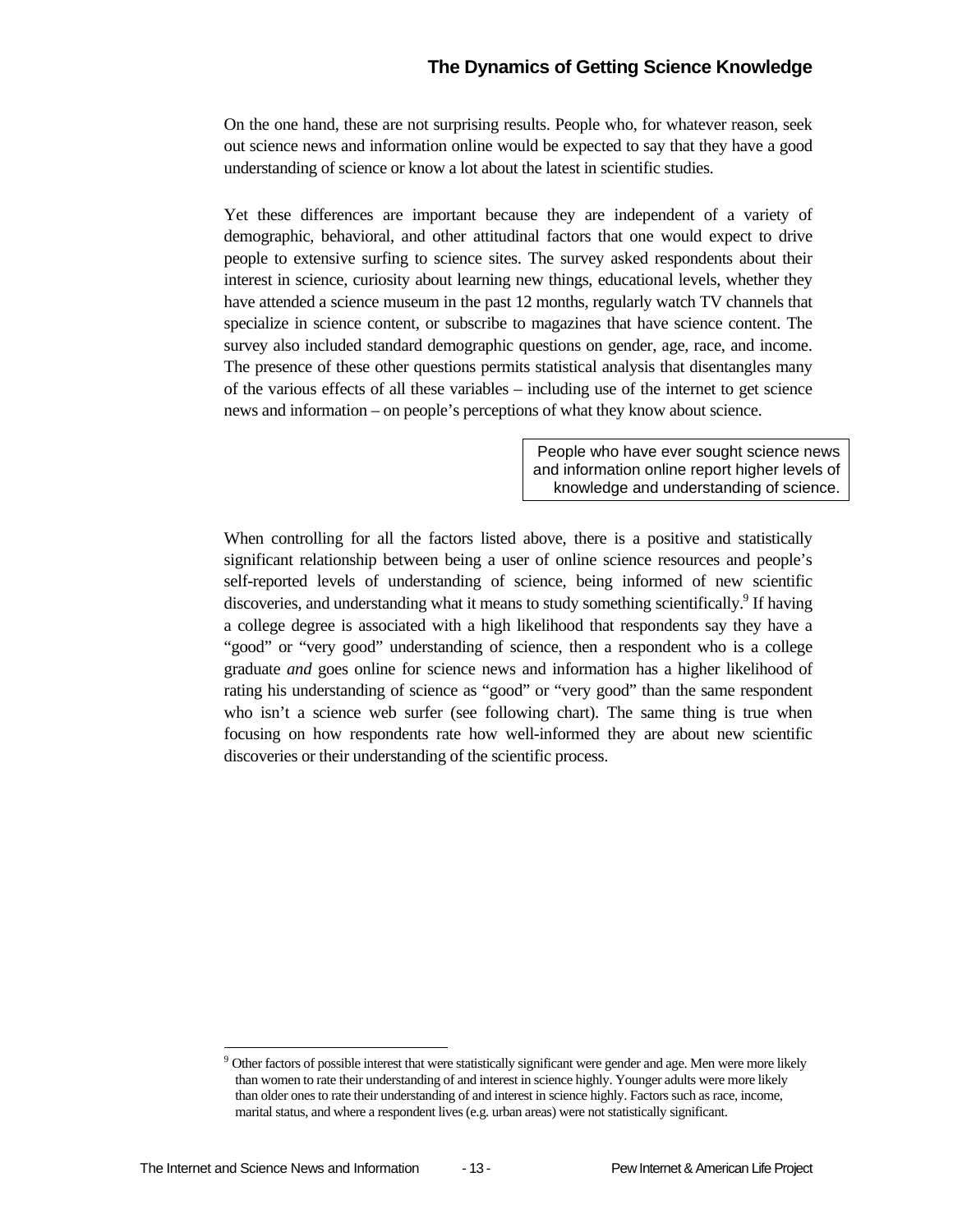On the one hand, these are not surprising results. People who, for whatever reason, seek out science news and information online would be expected to say that they have a good understanding of science or know a lot about the latest in scientific studies.

Yet these differences are important because they are independent of a variety of demographic, behavioral, and other attitudinal factors that one would expect to drive people to extensive surfing to science sites. The survey asked respondents about their interest in science, curiosity about learning new things, educational levels, whether they have attended a science museum in the past 12 months, regularly watch TV channels that specialize in science content, or subscribe to magazines that have science content. The survey also included standard demographic questions on gender, age, race, and income. The presence of these other questions permits statistical analysis that disentangles many of the various effects of all these variables – including use of the internet to get science news and information – on people's perceptions of what they know about science.

> People who have ever sought science news and information online report higher levels of knowledge and understanding of science.

When controlling for all the factors listed above, there is a positive and statistically significant relationship between being a user of online science resources and people's self-reported levels of understanding of science, being informed of new scientific discoveries, and understanding what it means to study something scientifically.[9] If having a college degree is associated with a high likelihood that respondents say they have a "good" or "very good" understanding of science, then a respondent who is a college graduate *and* goes online for science news and information has a higher likelihood of rating his understanding of science as "good" or "very good" than the same respondent who isn't a science web surfer (see following chart). The same thing is true when focusing on how respondents rate how well-informed they are about new scientific discoveries or their understanding of the scientific process.

---

[9] Other factors of possible interest that were statistically significant were gender and age. Men were more likely than women to rate their understanding of and interest in science highly. Younger adults were more likely than older ones to rate their understanding of and interest in science highly. Factors such as race, income, marital status, and where a respondent lives (e.g. urban areas) were not statistically significant.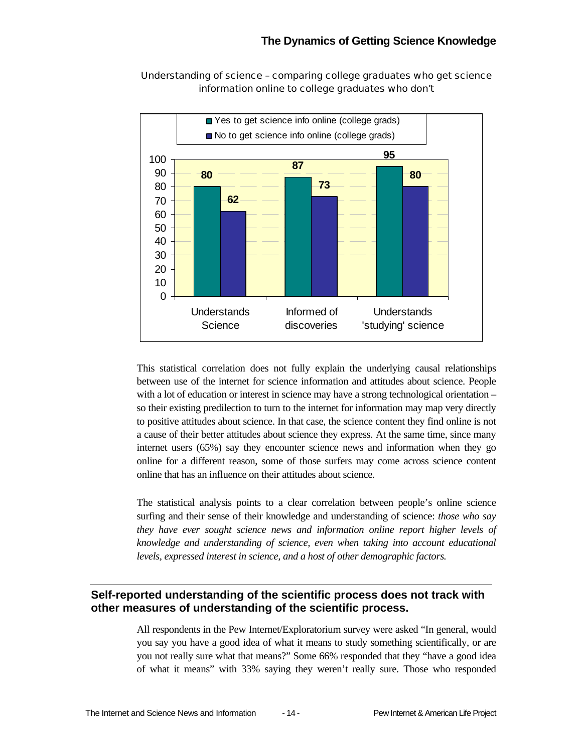Understanding of science – comparing college graduates who get science information online to college graduates who don't

| | Yes to get science info online (college grads) | No to get science info online (college grads) |
|---|---|---|
| Understands Science | 80 | 62 |
| Informed of discoveries | 87 | 73 |
| Understands 'studying' science | 95 | 80 |

This statistical correlation does not fully explain the underlying causal relationships between use of the internet for science information and attitudes about science. People with a lot of education or interest in science may have a strong technological orientation – so their existing predilection to turn to the internet for information may map very directly to positive attitudes about science. In that case, the science content they find online is not a cause of their better attitudes about science they express. At the same time, since many internet users (65%) say they encounter science news and information when they go online for a different reason, some of those surfers may come across science content online that has an influence on their attitudes about science.

The statistical analysis points to a clear correlation between people's online science surfing and their sense of their knowledge and understanding of science: *those who say they have ever sought science news and information online report higher levels of knowledge and understanding of science, even when taking into account educational levels, expressed interest in science, and a host of other demographic factors.*

## Self-reported understanding of the scientific process does not track with other measures of understanding of the scientific process.

All respondents in the Pew Internet/Exploratorium survey were asked "In general, would you say you have a good idea of what it means to study something scientifically, or are you not really sure what that means?" Some 66% responded that they "have a good idea of what it means" with 33% saying they weren't really sure. Those who responded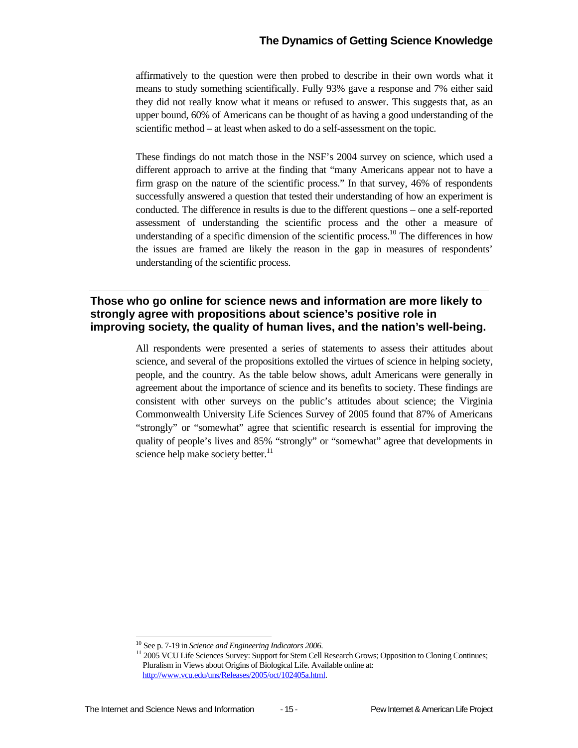affirmatively to the question were then probed to describe in their own words what it means to study something scientifically. Fully 93% gave a response and 7% either said they did not really know what it means or refused to answer. This suggests that, as an upper bound, 60% of Americans can be thought of as having a good understanding of the scientific method – at least when asked to do a self-assessment on the topic.

These findings do not match those in the NSF's 2004 survey on science, which used a different approach to arrive at the finding that "many Americans appear not to have a firm grasp on the nature of the scientific process." In that survey, 46% of respondents successfully answered a question that tested their understanding of how an experiment is conducted. The difference in results is due to the different questions – one a self-reported assessment of understanding the scientific process and the other a measure of understanding of a specific dimension of the scientific process.[10] The differences in how the issues are framed are likely the reason in the gap in measures of respondents' understanding of the scientific process.

## Those who go online for science news and information are more likely to strongly agree with propositions about science's positive role in improving society, the quality of human lives, and the nation's well-being.

All respondents were presented a series of statements to assess their attitudes about science, and several of the propositions extolled the virtues of science in helping society, people, and the country. As the table below shows, adult Americans were generally in agreement about the importance of science and its benefits to society. These findings are consistent with other surveys on the public's attitudes about science; the Virginia Commonwealth University Life Sciences Survey of 2005 found that 87% of Americans "strongly" or "somewhat" agree that scientific research is essential for improving the quality of people's lives and 85% "strongly" or "somewhat" agree that developments in science help make society better.[11]

---

[10] See p. 7-19 in *Science and Engineering Indicators 2006*.

[11] 2005 VCU Life Sciences Survey: Support for Stem Cell Research Grows; Opposition to Cloning Continues; Pluralism in Views about Origins of Biological Life. Available online at: http://www.vcu.edu/uns/Releases/2005/oct/102405a.html.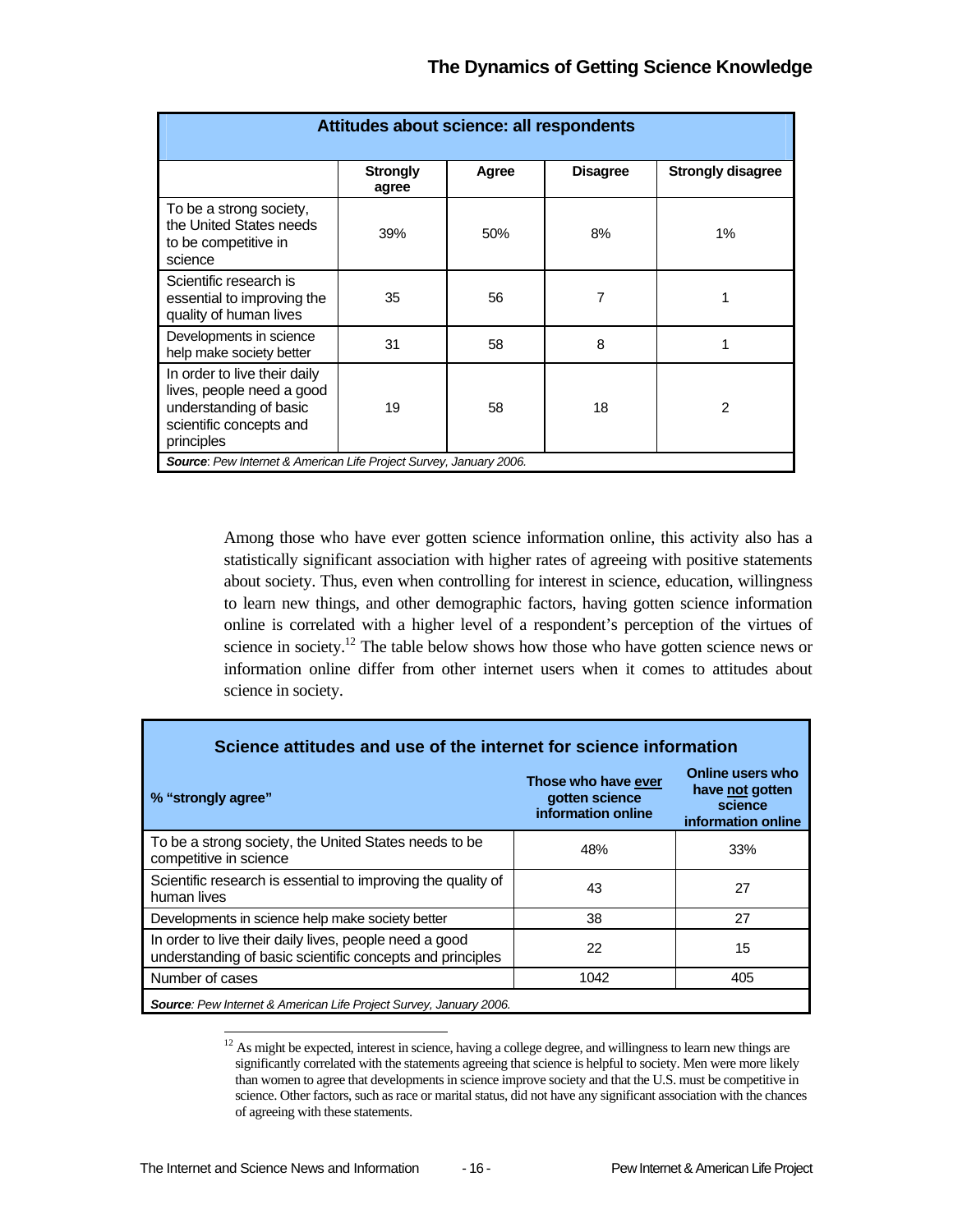| Attitudes about science: all respondents | | | | |
|---|---|---|---|---|
| | Strongly agree | Agree | Disagree | Strongly disagree |
| To be a strong society, the United States needs to be competitive in science | 39% | 50% | 8% | 1% |
| Scientific research is essential to improving the quality of human lives | 35 | 56 | 7 | 1 |
| Developments in science help make society better | 31 | 58 | 8 | 1 |
| In order to live their daily lives, people need a good understanding of basic scientific concepts and principles | 19 | 58 | 18 | 2 |

***Source***: *Pew Internet & American Life Project Survey, January 2006.*

Among those who have ever gotten science information online, this activity also has a statistically significant association with higher rates of agreeing with positive statements about society. Thus, even when controlling for interest in science, education, willingness to learn new things, and other demographic factors, having gotten science information online is correlated with a higher level of a respondent's perception of the virtues of science in society.[12] The table below shows how those who have gotten science news or information online differ from other internet users when it comes to attitudes about science in society.

| Science attitudes and use of the internet for science information | | |
|---|---|---|
| % "strongly agree" | Those who have ever gotten science information online | Online users who have not gotten science information online |
| To be a strong society, the United States needs to be competitive in science | 48% | 33% |
| Scientific research is essential to improving the quality of human lives | 43 | 27 |
| Developments in science help make society better | 38 | 27 |
| In order to live their daily lives, people need a good understanding of basic scientific concepts and principles | 22 | 15 |
| Number of cases | 1042 | 405 |

***Source***: *Pew Internet & American Life Project Survey, January 2006.*

[12] As might be expected, interest in science, having a college degree, and willingness to learn new things are significantly correlated with the statements agreeing that science is helpful to society. Men were more likely than women to agree that developments in science improve society and that the U.S. must be competitive in science. Other factors, such as race or marital status, did not have any significant association with the chances of agreeing with these statements.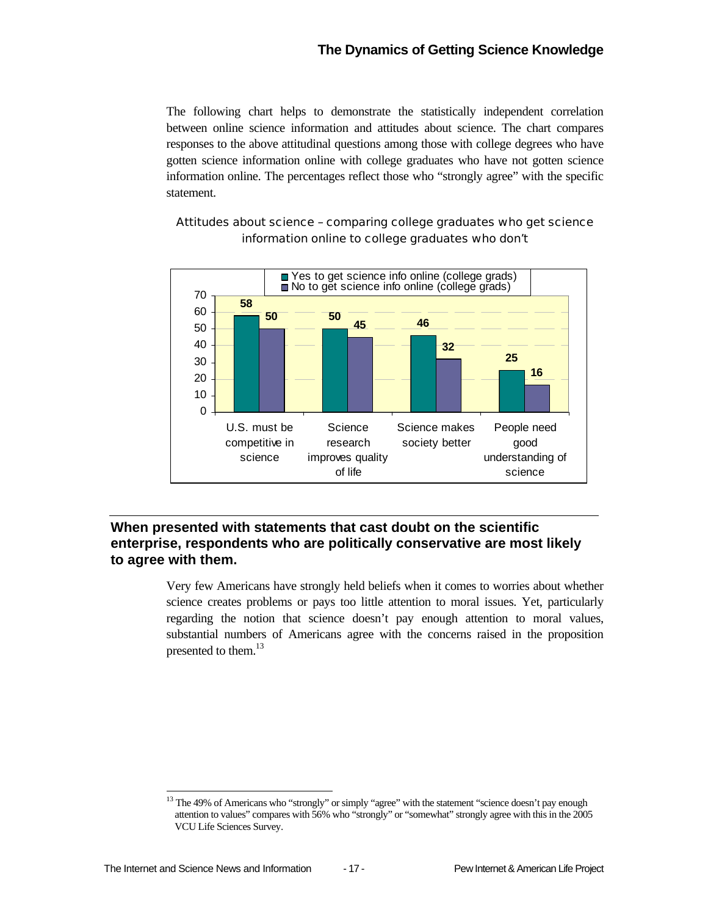The following chart helps to demonstrate the statistically independent correlation between online science information and attitudes about science. The chart compares responses to the above attitudinal questions among those with college degrees who have gotten science information online with college graduates who have not gotten science information online. The percentages reflect those who "strongly agree" with the specific statement.

**Attitudes about science – comparing college graduates who get science information online to college graduates who don't**

| | Yes to get science info online (college grads) | No to get science info online (college grads) |
|---|---|---|
| U.S. must be competitive in science | 58 | 50 |
| Science research improves quality of life | 50 | 45 |
| Science makes society better | 46 | 32 |
| People need good understanding of science | 25 | 16 |

## When presented with statements that cast doubt on the scientific enterprise, respondents who are politically conservative are most likely to agree with them.

Very few Americans have strongly held beliefs when it comes to worries about whether science creates problems or pays too little attention to moral issues. Yet, particularly regarding the notion that science doesn't pay enough attention to moral values, substantial numbers of Americans agree with the concerns raised in the proposition presented to them.[13]

[13] The 49% of Americans who "strongly" or simply "agree" with the statement "science doesn't pay enough attention to values" compares with 56% who "strongly" or "somewhat" strongly agree with this in the 2005 VCU Life Sciences Survey.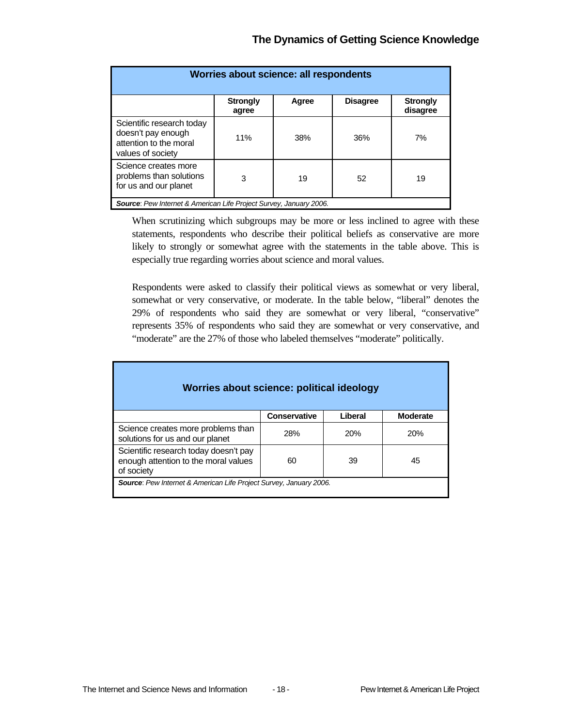| Worries about science: all respondents | | | | |
|---|---|---|---|---|
| | **Strongly agree** | **Agree** | **Disagree** | **Strongly disagree** |
| Scientific research today doesn't pay enough attention to the moral values of society | 11% | 38% | 36% | 7% |
| Science creates more problems than solutions for us and our planet | 3 | 19 | 52 | 19 |

***Source***: *Pew Internet & American Life Project Survey, January 2006.*

When scrutinizing which subgroups may be more or less inclined to agree with these statements, respondents who describe their political beliefs as conservative are more likely to strongly or somewhat agree with the statements in the table above. This is especially true regarding worries about science and moral values.

Respondents were asked to classify their political views as somewhat or very liberal, somewhat or very conservative, or moderate. In the table below, "liberal" denotes the 29% of respondents who said they are somewhat or very liberal, "conservative" represents 35% of respondents who said they are somewhat or very conservative, and "moderate" are the 27% of those who labeled themselves "moderate" politically.

| Worries about science: political ideology | | | |
|---|---|---|---|
| | **Conservative** | **Liberal** | **Moderate** |
| Science creates more problems than solutions for us and our planet | 28% | 20% | 20% |
| Scientific research today doesn't pay enough attention to the moral values of society | 60 | 39 | 45 |

***Source***: *Pew Internet & American Life Project Survey, January 2006.*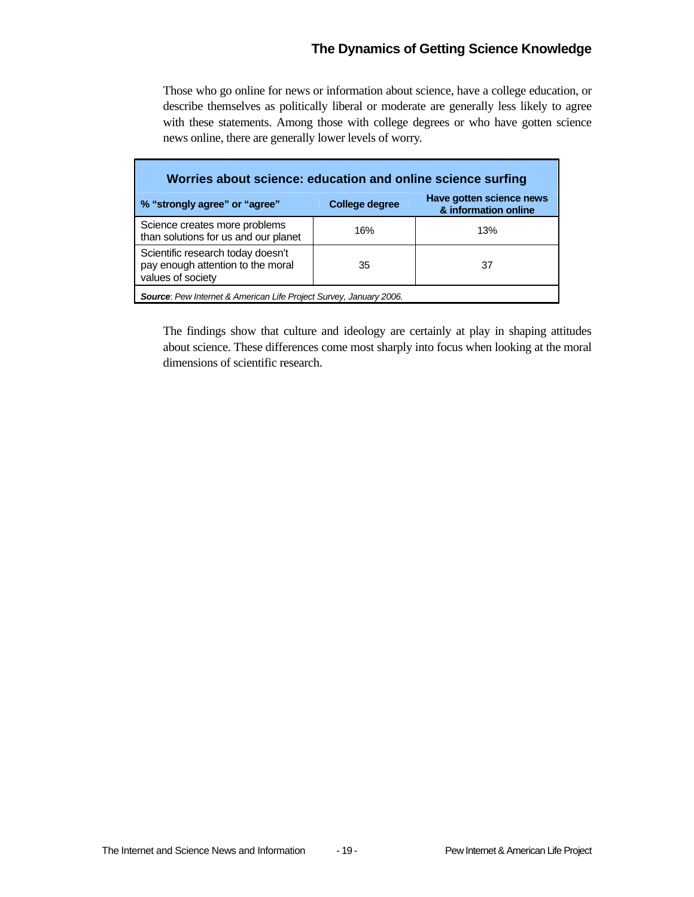Those who go online for news or information about science, have a college education, or describe themselves as politically liberal or moderate are generally less likely to agree with these statements. Among those with college degrees or who have gotten science news online, there are generally lower levels of worry.

**Worries about science: education and online science surfing**

| % "strongly agree" or "agree" | College degree | Have gotten science news & information online |
|---|---|---|
| Science creates more problems than solutions for us and our planet | 16% | 13% |
| Scientific research today doesn't pay enough attention to the moral values of society | 35 | 37 |

***Source***: *Pew Internet & American Life Project Survey, January 2006.*

The findings show that culture and ideology are certainly at play in shaping attitudes about science. These differences come most sharply into focus when looking at the moral dimensions of scientific research.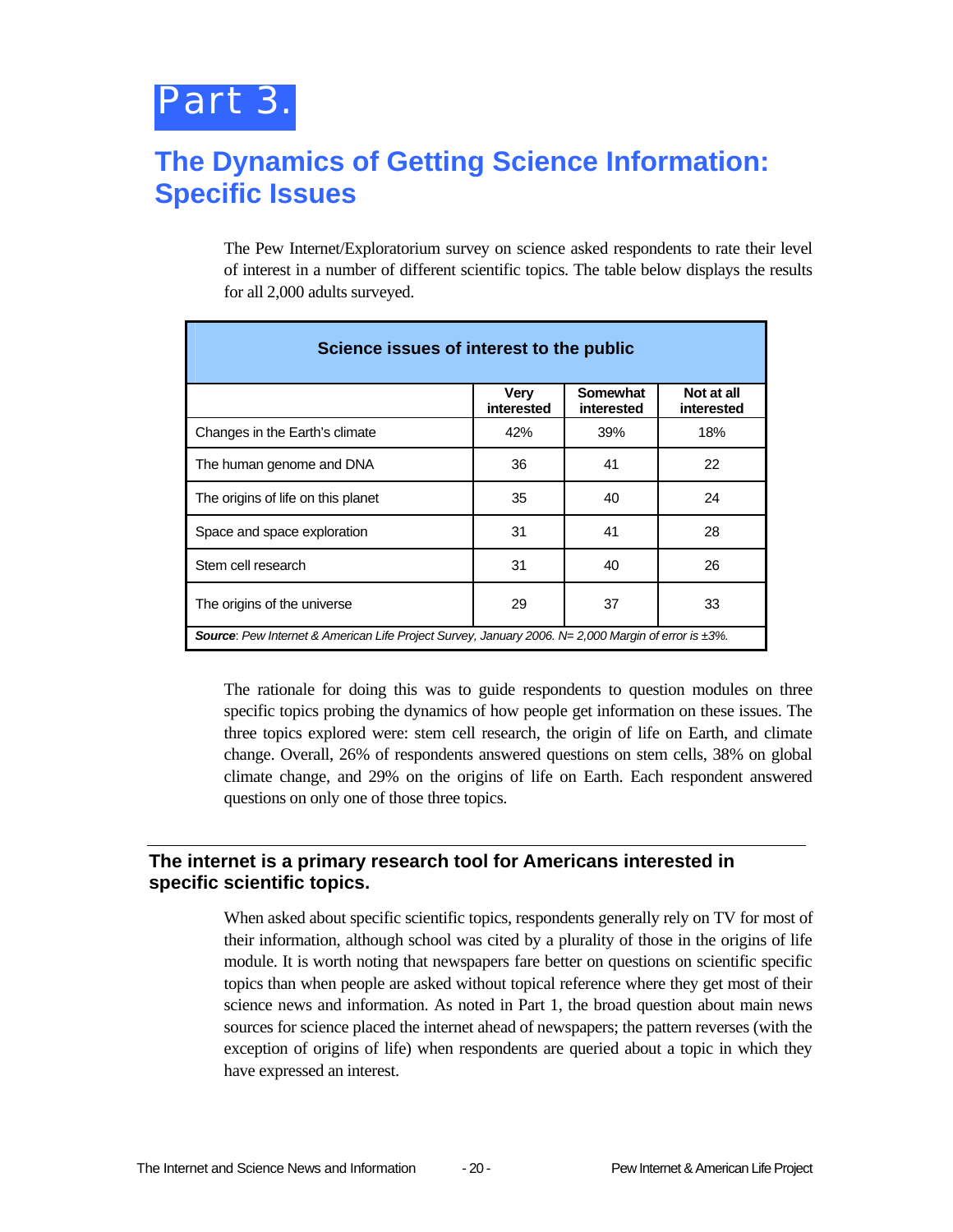# Part 3.

## The Dynamics of Getting Science Information: Specific Issues

The Pew Internet/Exploratorium survey on science asked respondents to rate their level of interest in a number of different scientific topics. The table below displays the results for all 2,000 adults surveyed.

| Science issues of interest to the public | | | |
|---|---|---|---|
| | Very interested | Somewhat interested | Not at all interested |
| Changes in the Earth's climate | 42% | 39% | 18% |
| The human genome and DNA | 36 | 41 | 22 |
| The origins of life on this planet | 35 | 40 | 24 |
| Space and space exploration | 31 | 41 | 28 |
| Stem cell research | 31 | 40 | 26 |
| The origins of the universe | 29 | 37 | 33 |

***Source**: Pew Internet & American Life Project Survey, January 2006. N= 2,000 Margin of error is ±3%.*

The rationale for doing this was to guide respondents to question modules on three specific topics probing the dynamics of how people get information on these issues. The three topics explored were: stem cell research, the origin of life on Earth, and climate change. Overall, 26% of respondents answered questions on stem cells, 38% on global climate change, and 29% on the origins of life on Earth. Each respondent answered questions on only one of those three topics.

### The internet is a primary research tool for Americans interested in specific scientific topics.

When asked about specific scientific topics, respondents generally rely on TV for most of their information, although school was cited by a plurality of those in the origins of life module. It is worth noting that newspapers fare better on questions on scientific specific topics than when people are asked without topical reference where they get most of their science news and information. As noted in Part 1, the broad question about main news sources for science placed the internet ahead of newspapers; the pattern reverses (with the exception of origins of life) when respondents are queried about a topic in which they have expressed an interest.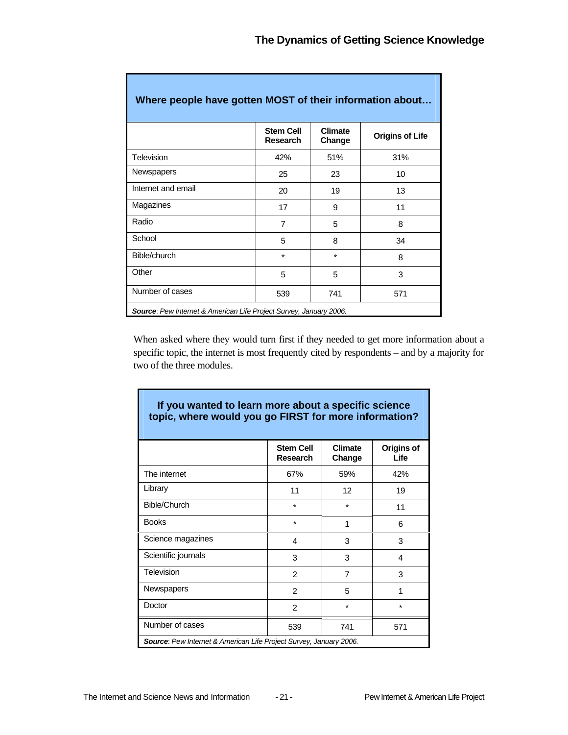| Where people have gotten MOST of their information about… | | | |
|---|---|---|---|
| | Stem Cell Research | Climate Change | Origins of Life |
| Television | 42% | 51% | 31% |
| Newspapers | 25 | 23 | 10 |
| Internet and email | 20 | 19 | 13 |
| Magazines | 17 | 9 | 11 |
| Radio | 7 | 5 | 8 |
| School | 5 | 8 | 34 |
| Bible/church | * | * | 8 |
| Other | 5 | 5 | 3 |
| Number of cases | 539 | 741 | 571 |

***Source**: Pew Internet & American Life Project Survey, January 2006.*

When asked where they would turn first if they needed to get more information about a specific topic, the internet is most frequently cited by respondents – and by a majority for two of the three modules.

| If you wanted to learn more about a specific science topic, where would you go FIRST for more information? | | | |
|---|---|---|---|
| | Stem Cell Research | Climate Change | Origins of Life |
| The internet | 67% | 59% | 42% |
| Library | 11 | 12 | 19 |
| Bible/Church | * | * | 11 |
| Books | * | 1 | 6 |
| Science magazines | 4 | 3 | 3 |
| Scientific journals | 3 | 3 | 4 |
| Television | 2 | 7 | 3 |
| Newspapers | 2 | 5 | 1 |
| Doctor | 2 | * | * |
| Number of cases | 539 | 741 | 571 |

***Source**: Pew Internet & American Life Project Survey, January 2006.*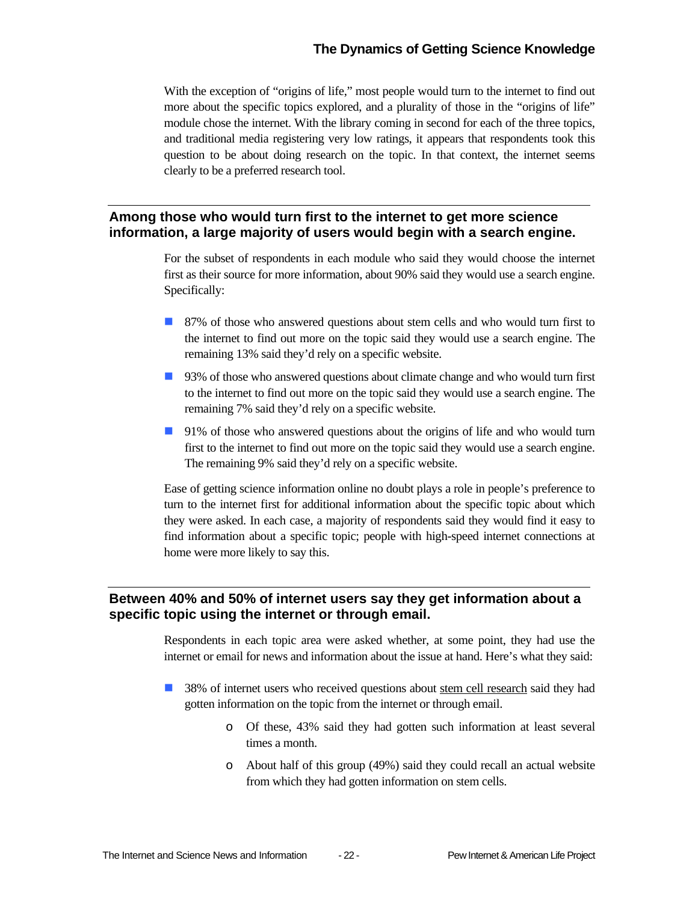With the exception of "origins of life," most people would turn to the internet to find out more about the specific topics explored, and a plurality of those in the "origins of life" module chose the internet. With the library coming in second for each of the three topics, and traditional media registering very low ratings, it appears that respondents took this question to be about doing research on the topic. In that context, the internet seems clearly to be a preferred research tool.

## Among those who would turn first to the internet to get more science information, a large majority of users would begin with a search engine.

For the subset of respondents in each module who said they would choose the internet first as their source for more information, about 90% said they would use a search engine. Specifically:

- 87% of those who answered questions about stem cells and who would turn first to the internet to find out more on the topic said they would use a search engine. The remaining 13% said they'd rely on a specific website.
- 93% of those who answered questions about climate change and who would turn first to the internet to find out more on the topic said they would use a search engine. The remaining 7% said they'd rely on a specific website.
- 91% of those who answered questions about the origins of life and who would turn first to the internet to find out more on the topic said they would use a search engine. The remaining 9% said they'd rely on a specific website.

Ease of getting science information online no doubt plays a role in people's preference to turn to the internet first for additional information about the specific topic about which they were asked. In each case, a majority of respondents said they would find it easy to find information about a specific topic; people with high-speed internet connections at home were more likely to say this.

## Between 40% and 50% of internet users say they get information about a specific topic using the internet or through email.

Respondents in each topic area were asked whether, at some point, they had use the internet or email for news and information about the issue at hand. Here's what they said:

- 38% of internet users who received questions about <u>stem cell research</u> said they had gotten information on the topic from the internet or through email.
  - Of these, 43% said they had gotten such information at least several times a month.
  - About half of this group (49%) said they could recall an actual website from which they had gotten information on stem cells.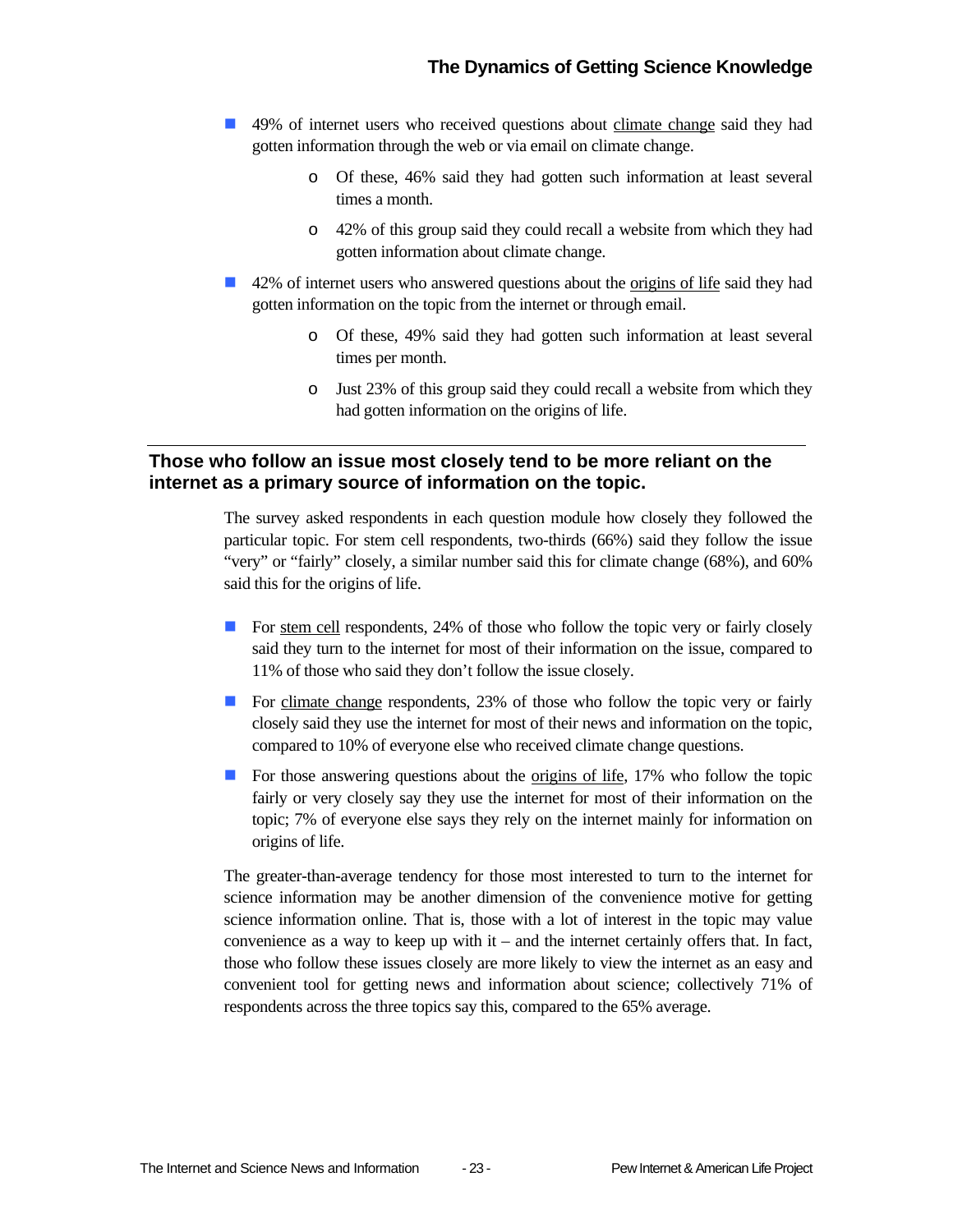- 49% of internet users who received questions about climate change said they had gotten information through the web or via email on climate change.
    - Of these, 46% said they had gotten such information at least several times a month.
    - 42% of this group said they could recall a website from which they had gotten information about climate change.
- 42% of internet users who answered questions about the origins of life said they had gotten information on the topic from the internet or through email.
    - Of these, 49% said they had gotten such information at least several times per month.
    - Just 23% of this group said they could recall a website from which they had gotten information on the origins of life.

## Those who follow an issue most closely tend to be more reliant on the internet as a primary source of information on the topic.

The survey asked respondents in each question module how closely they followed the particular topic. For stem cell respondents, two-thirds (66%) said they follow the issue "very" or "fairly" closely, a similar number said this for climate change (68%), and 60% said this for the origins of life.

- For stem cell respondents, 24% of those who follow the topic very or fairly closely said they turn to the internet for most of their information on the issue, compared to 11% of those who said they don't follow the issue closely.
- For climate change respondents, 23% of those who follow the topic very or fairly closely said they use the internet for most of their news and information on the topic, compared to 10% of everyone else who received climate change questions.
- For those answering questions about the origins of life, 17% who follow the topic fairly or very closely say they use the internet for most of their information on the topic; 7% of everyone else says they rely on the internet mainly for information on origins of life.

The greater-than-average tendency for those most interested to turn to the internet for science information may be another dimension of the convenience motive for getting science information online. That is, those with a lot of interest in the topic may value convenience as a way to keep up with it – and the internet certainly offers that. In fact, those who follow these issues closely are more likely to view the internet as an easy and convenient tool for getting news and information about science; collectively 71% of respondents across the three topics say this, compared to the 65% average.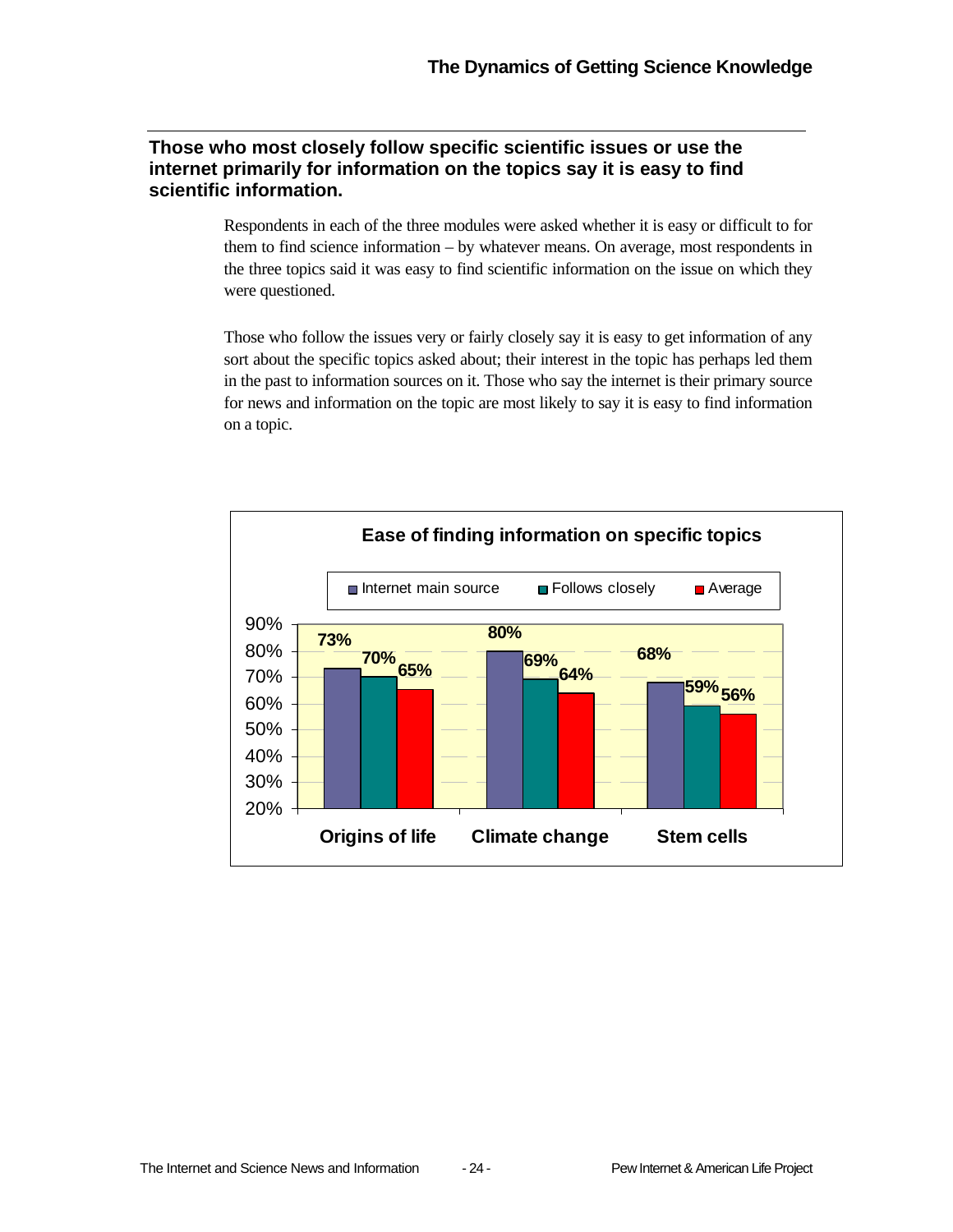## Those who most closely follow specific scientific issues or use the internet primarily for information on the topics say it is easy to find scientific information.

Respondents in each of the three modules were asked whether it is easy or difficult to for them to find science information – by whatever means. On average, most respondents in the three topics said it was easy to find scientific information on the issue on which they were questioned.

Those who follow the issues very or fairly closely say it is easy to get information of any sort about the specific topics asked about; their interest in the topic has perhaps led them in the past to information sources on it. Those who say the internet is their primary source for news and information on the topic are most likely to say it is easy to find information on a topic.

**Ease of finding information on specific topics**

| | Internet main source | Follows closely | Average |
|---|---|---|---|
| Origins of life | 73% | 70% | 65% |
| Climate change | 80% | 69% | 64% |
| Stem cells | 68% | 59% | 56% |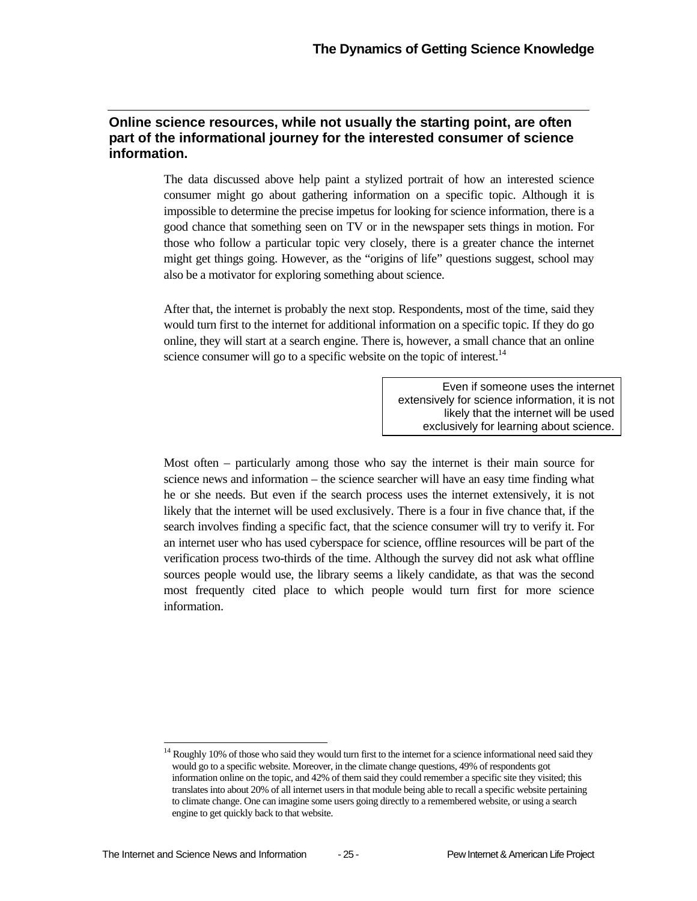## Online science resources, while not usually the starting point, are often part of the informational journey for the interested consumer of science information.

The data discussed above help paint a stylized portrait of how an interested science consumer might go about gathering information on a specific topic. Although it is impossible to determine the precise impetus for looking for science information, there is a good chance that something seen on TV or in the newspaper sets things in motion. For those who follow a particular topic very closely, there is a greater chance the internet might get things going. However, as the "origins of life" questions suggest, school may also be a motivator for exploring something about science.

After that, the internet is probably the next stop. Respondents, most of the time, said they would turn first to the internet for additional information on a specific topic. If they do go online, they will start at a search engine. There is, however, a small chance that an online science consumer will go to a specific website on the topic of interest.[14]

> Even if someone uses the internet extensively for science information, it is not likely that the internet will be used exclusively for learning about science.

Most often – particularly among those who say the internet is their main source for science news and information – the science searcher will have an easy time finding what he or she needs. But even if the search process uses the internet extensively, it is not likely that the internet will be used exclusively. There is a four in five chance that, if the search involves finding a specific fact, that the science consumer will try to verify it. For an internet user who has used cyberspace for science, offline resources will be part of the verification process two-thirds of the time. Although the survey did not ask what offline sources people would use, the library seems a likely candidate, as that was the second most frequently cited place to which people would turn first for more science information.

[14] Roughly 10% of those who said they would turn first to the internet for a science informational need said they would go to a specific website. Moreover, in the climate change questions, 49% of respondents got information online on the topic, and 42% of them said they could remember a specific site they visited; this translates into about 20% of all internet users in that module being able to recall a specific website pertaining to climate change. One can imagine some users going directly to a remembered website, or using a search engine to get quickly back to that website.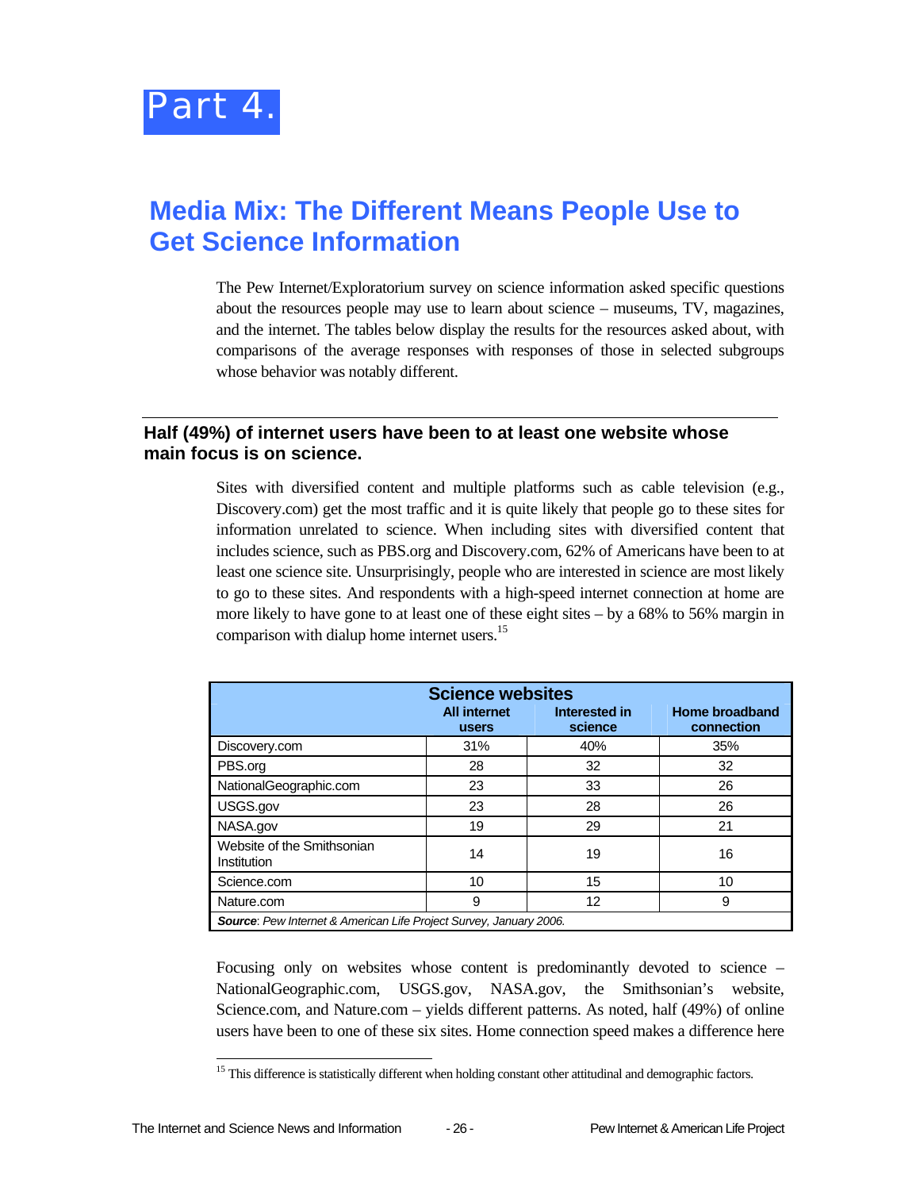# Part 4.

## Media Mix: The Different Means People Use to Get Science Information

The Pew Internet/Exploratorium survey on science information asked specific questions about the resources people may use to learn about science – museums, TV, magazines, and the internet. The tables below display the results for the resources asked about, with comparisons of the average responses with responses of those in selected subgroups whose behavior was notably different.

### Half (49%) of internet users have been to at least one website whose main focus is on science.

Sites with diversified content and multiple platforms such as cable television (e.g., Discovery.com) get the most traffic and it is quite likely that people go to these sites for information unrelated to science. When including sites with diversified content that includes science, such as PBS.org and Discovery.com, 62% of Americans have been to at least one science site. Unsurprisingly, people who are interested in science are most likely to go to these sites. And respondents with a high-speed internet connection at home are more likely to have gone to at least one of these eight sites – by a 68% to 56% margin in comparison with dialup home internet users.[15]

| Science websites | All internet users | Interested in science | Home broadband connection |
|---|---|---|---|
| Discovery.com | 31% | 40% | 35% |
| PBS.org | 28 | 32 | 32 |
| NationalGeographic.com | 23 | 33 | 26 |
| USGS.gov | 23 | 28 | 26 |
| NASA.gov | 19 | 29 | 21 |
| Website of the Smithsonian Institution | 14 | 19 | 16 |
| Science.com | 10 | 15 | 10 |
| Nature.com | 9 | 12 | 9 |

***Source**: Pew Internet & American Life Project Survey, January 2006.*

Focusing only on websites whose content is predominantly devoted to science – NationalGeographic.com, USGS.gov, NASA.gov, the Smithsonian's website, Science.com, and Nature.com – yields different patterns. As noted, half (49%) of online users have been to one of these six sites. Home connection speed makes a difference here

[15] This difference is statistically different when holding constant other attitudinal and demographic factors.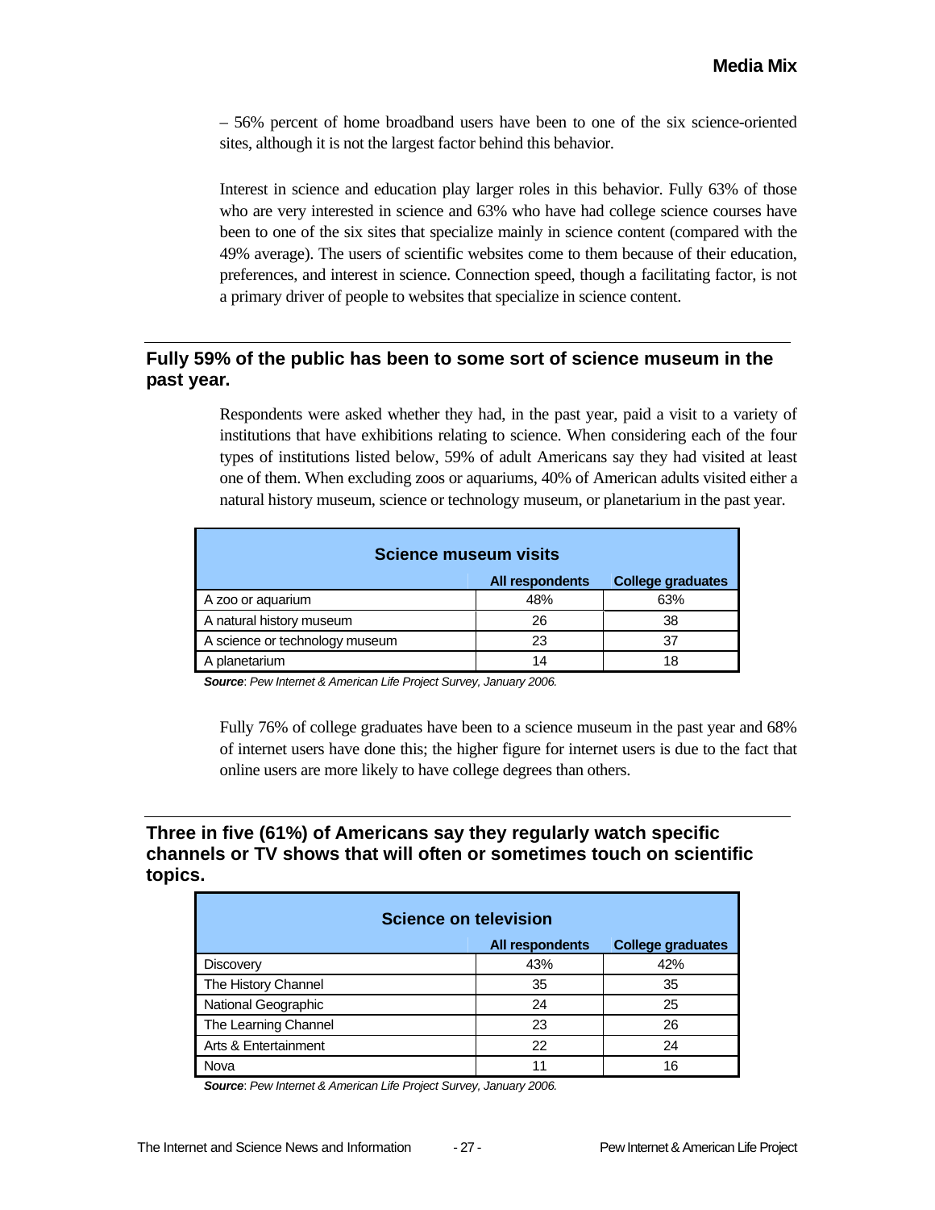– 56% percent of home broadband users have been to one of the six science-oriented sites, although it is not the largest factor behind this behavior.

Interest in science and education play larger roles in this behavior. Fully 63% of those who are very interested in science and 63% who have had college science courses have been to one of the six sites that specialize mainly in science content (compared with the 49% average). The users of scientific websites come to them because of their education, preferences, and interest in science. Connection speed, though a facilitating factor, is not a primary driver of people to websites that specialize in science content.

## Fully 59% of the public has been to some sort of science museum in the past year.

Respondents were asked whether they had, in the past year, paid a visit to a variety of institutions that have exhibitions relating to science. When considering each of the four types of institutions listed below, 59% of adult Americans say they had visited at least one of them. When excluding zoos or aquariums, 40% of American adults visited either a natural history museum, science or technology museum, or planetarium in the past year.

**Science museum visits**

| | All respondents | College graduates |
|---|---|---|
| A zoo or aquarium | 48% | 63% |
| A natural history museum | 26 | 38 |
| A science or technology museum | 23 | 37 |
| A planetarium | 14 | 18 |

***Source***: *Pew Internet & American Life Project Survey, January 2006.*

Fully 76% of college graduates have been to a science museum in the past year and 68% of internet users have done this; the higher figure for internet users is due to the fact that online users are more likely to have college degrees than others.

## Three in five (61%) of Americans say they regularly watch specific channels or TV shows that will often or sometimes touch on scientific topics.

**Science on television**

| | All respondents | College graduates |
|---|---|---|
| Discovery | 43% | 42% |
| The History Channel | 35 | 35 |
| National Geographic | 24 | 25 |
| The Learning Channel | 23 | 26 |
| Arts & Entertainment | 22 | 24 |
| Nova | 11 | 16 |

***Source***: *Pew Internet & American Life Project Survey, January 2006.*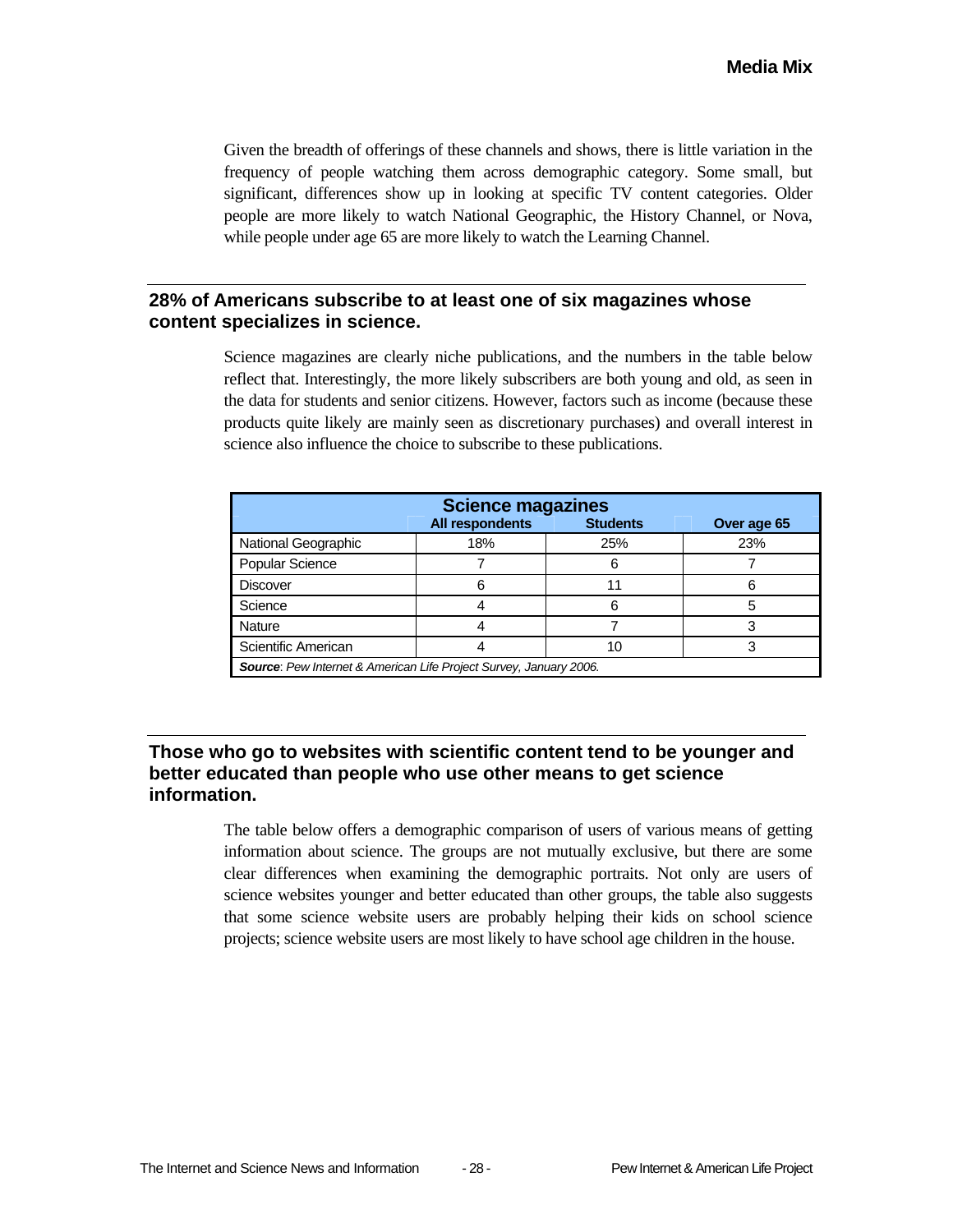Given the breadth of offerings of these channels and shows, there is little variation in the frequency of people watching them across demographic category. Some small, but significant, differences show up in looking at specific TV content categories. Older people are more likely to watch National Geographic, the History Channel, or Nova, while people under age 65 are more likely to watch the Learning Channel.

## 28% of Americans subscribe to at least one of six magazines whose content specializes in science.

Science magazines are clearly niche publications, and the numbers in the table below reflect that. Interestingly, the more likely subscribers are both young and old, as seen in the data for students and senior citizens. However, factors such as income (because these products quite likely are mainly seen as discretionary purchases) and overall interest in science also influence the choice to subscribe to these publications.

| Science magazines | All respondents | Students | Over age 65 |
|---|---|---|---|
| National Geographic | 18% | 25% | 23% |
| Popular Science | 7 | 6 | 7 |
| Discover | 6 | 11 | 6 |
| Science | 4 | 6 | 5 |
| Nature | 4 | 7 | 3 |
| Scientific American | 4 | 10 | 3 |

***Source****: Pew Internet & American Life Project Survey, January 2006.*

## Those who go to websites with scientific content tend to be younger and better educated than people who use other means to get science information.

The table below offers a demographic comparison of users of various means of getting information about science. The groups are not mutually exclusive, but there are some clear differences when examining the demographic portraits. Not only are users of science websites younger and better educated than other groups, the table also suggests that some science website users are probably helping their kids on school science projects; science website users are most likely to have school age children in the house.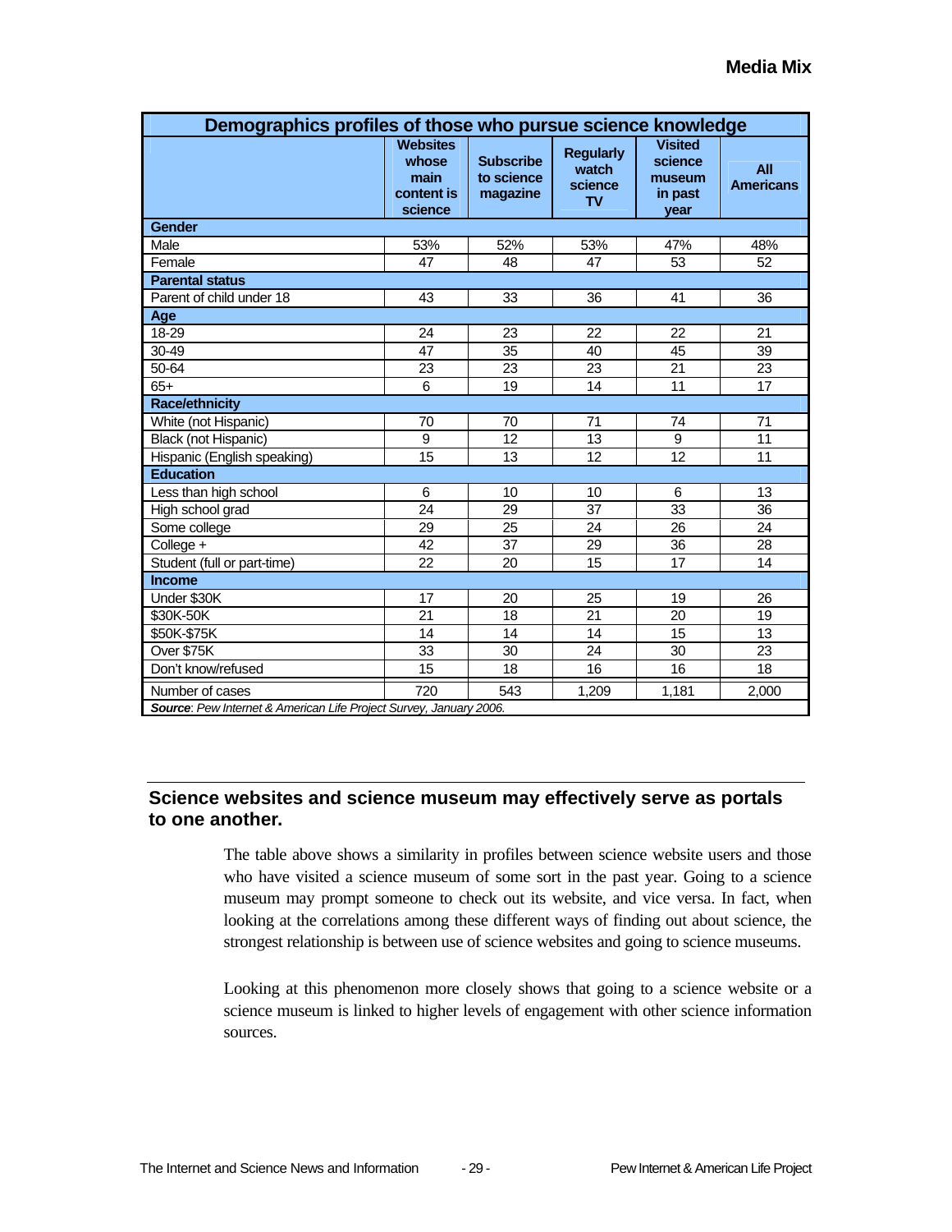| Demographics profiles of those who pursue science knowledge | | | | | |
|---|---|---|---|---|---|
| | Websites whose main content is science | Subscribe to science magazine | Regularly watch science TV | Visited science museum in past year | All Americans |
| **Gender** | | | | | |
| Male | 53% | 52% | 53% | 47% | 48% |
| Female | 47 | 48 | 47 | 53 | 52 |
| **Parental status** | | | | | |
| Parent of child under 18 | 43 | 33 | 36 | 41 | 36 |
| **Age** | | | | | |
| 18-29 | 24 | 23 | 22 | 22 | 21 |
| 30-49 | 47 | 35 | 40 | 45 | 39 |
| 50-64 | 23 | 23 | 23 | 21 | 23 |
| 65+ | 6 | 19 | 14 | 11 | 17 |
| **Race/ethnicity** | | | | | |
| White (not Hispanic) | 70 | 70 | 71 | 74 | 71 |
| Black (not Hispanic) | 9 | 12 | 13 | 9 | 11 |
| Hispanic (English speaking) | 15 | 13 | 12 | 12 | 11 |
| **Education** | | | | | |
| Less than high school | 6 | 10 | 10 | 6 | 13 |
| High school grad | 24 | 29 | 37 | 33 | 36 |
| Some college | 29 | 25 | 24 | 26 | 24 |
| College + | 42 | 37 | 29 | 36 | 28 |
| Student (full or part-time) | 22 | 20 | 15 | 17 | 14 |
| **Income** | | | | | |
| Under $30K | 17 | 20 | 25 | 19 | 26 |
| $30K-50K | 21 | 18 | 21 | 20 | 19 |
| $50K-$75K | 14 | 14 | 14 | 15 | 13 |
| Over $75K | 33 | 30 | 24 | 30 | 23 |
| Don't know/refused | 15 | 18 | 16 | 16 | 18 |
| Number of cases | 720 | 543 | 1,209 | 1,181 | 2,000 |

***Source**: Pew Internet & American Life Project Survey, January 2006.*

## Science websites and science museum may effectively serve as portals to one another.

The table above shows a similarity in profiles between science website users and those who have visited a science museum of some sort in the past year. Going to a science museum may prompt someone to check out its website, and vice versa. In fact, when looking at the correlations among these different ways of finding out about science, the strongest relationship is between use of science websites and going to science museums.

Looking at this phenomenon more closely shows that going to a science website or a science museum is linked to higher levels of engagement with other science information sources.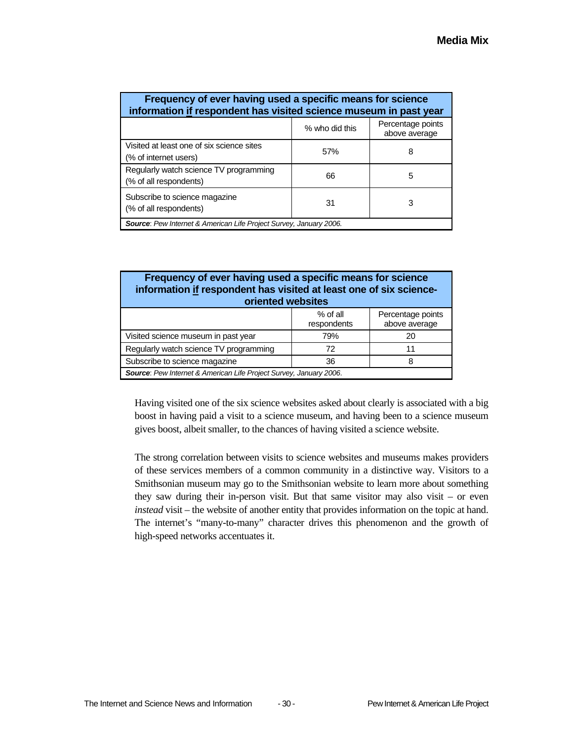| Frequency of ever having used a specific means for science information *if* respondent has visited science museum in past year | | |
|---|---|---|
| | % who did this | Percentage points above average |
| Visited at least one of six science sites (% of internet users) | 57% | 8 |
| Regularly watch science TV programming (% of all respondents) | 66 | 5 |
| Subscribe to science magazine (% of all respondents) | 31 | 3 |
| ***Source***: *Pew Internet & American Life Project Survey, January 2006.* | | |

| Frequency of ever having used a specific means for science information *if* respondent has visited at least one of six science-oriented websites | | |
|---|---|---|
| | % of all respondents | Percentage points above average |
| Visited science museum in past year | 79% | 20 |
| Regularly watch science TV programming | 72 | 11 |
| Subscribe to science magazine | 36 | 8 |
| ***Source***: *Pew Internet & American Life Project Survey, January 2006.* | | |

Having visited one of the six science websites asked about clearly is associated with a big boost in having paid a visit to a science museum, and having been to a science museum gives boost, albeit smaller, to the chances of having visited a science website.

The strong correlation between visits to science websites and museums makes providers of these services members of a common community in a distinctive way. Visitors to a Smithsonian museum may go to the Smithsonian website to learn more about something they saw during their in-person visit. But that same visitor may also visit – or even *instead* visit – the website of another entity that provides information on the topic at hand. The internet's "many-to-many" character drives this phenomenon and the growth of high-speed networks accentuates it.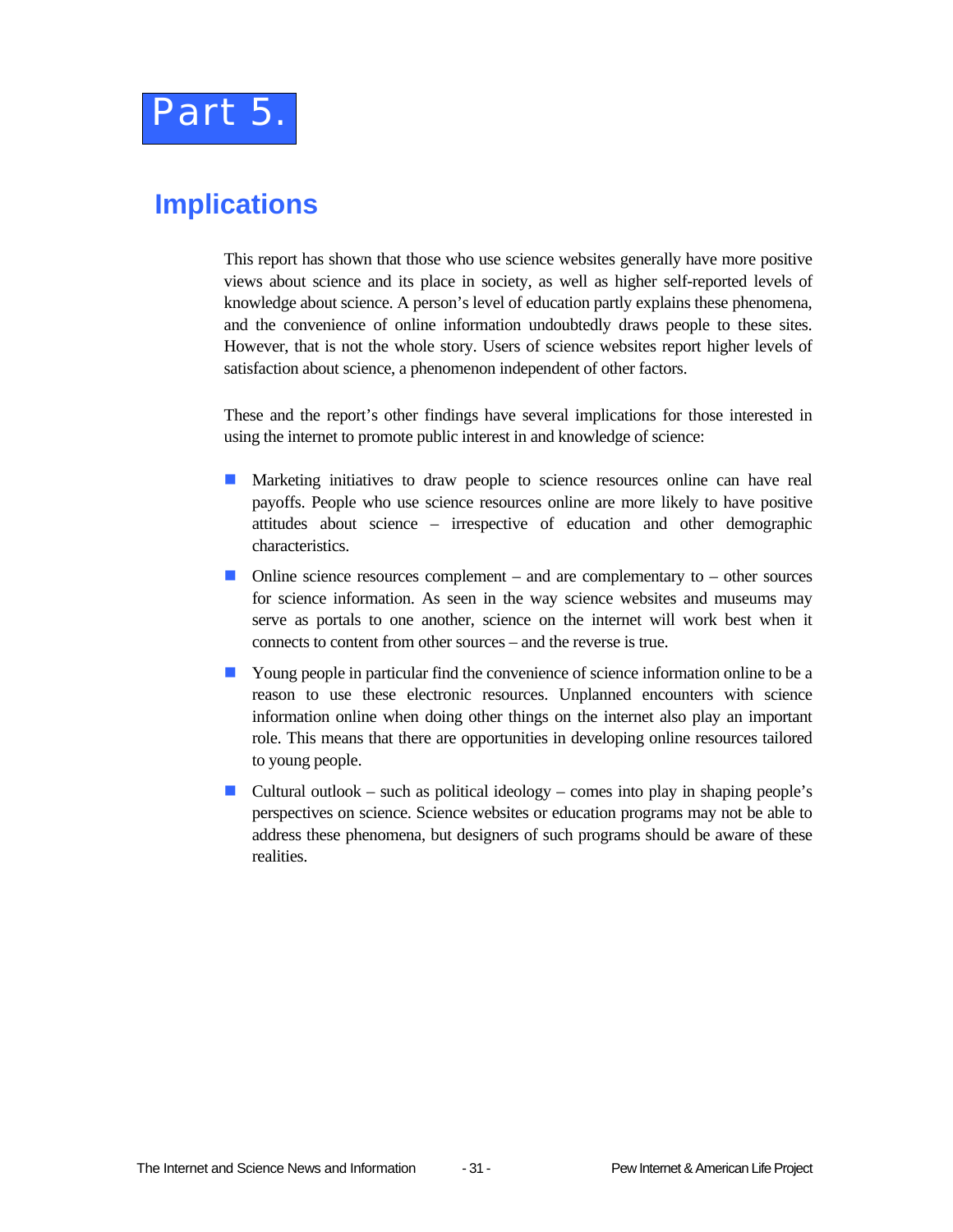# Part 5.

## Implications

This report has shown that those who use science websites generally have more positive views about science and its place in society, as well as higher self-reported levels of knowledge about science. A person's level of education partly explains these phenomena, and the convenience of online information undoubtedly draws people to these sites. However, that is not the whole story. Users of science websites report higher levels of satisfaction about science, a phenomenon independent of other factors.

These and the report's other findings have several implications for those interested in using the internet to promote public interest in and knowledge of science:

- Marketing initiatives to draw people to science resources online can have real payoffs. People who use science resources online are more likely to have positive attitudes about science – irrespective of education and other demographic characteristics.
- Online science resources complement – and are complementary to – other sources for science information. As seen in the way science websites and museums may serve as portals to one another, science on the internet will work best when it connects to content from other sources – and the reverse is true.
- Young people in particular find the convenience of science information online to be a reason to use these electronic resources. Unplanned encounters with science information online when doing other things on the internet also play an important role. This means that there are opportunities in developing online resources tailored to young people.
- Cultural outlook – such as political ideology – comes into play in shaping people's perspectives on science. Science websites or education programs may not be able to address these phenomena, but designers of such programs should be aware of these realities.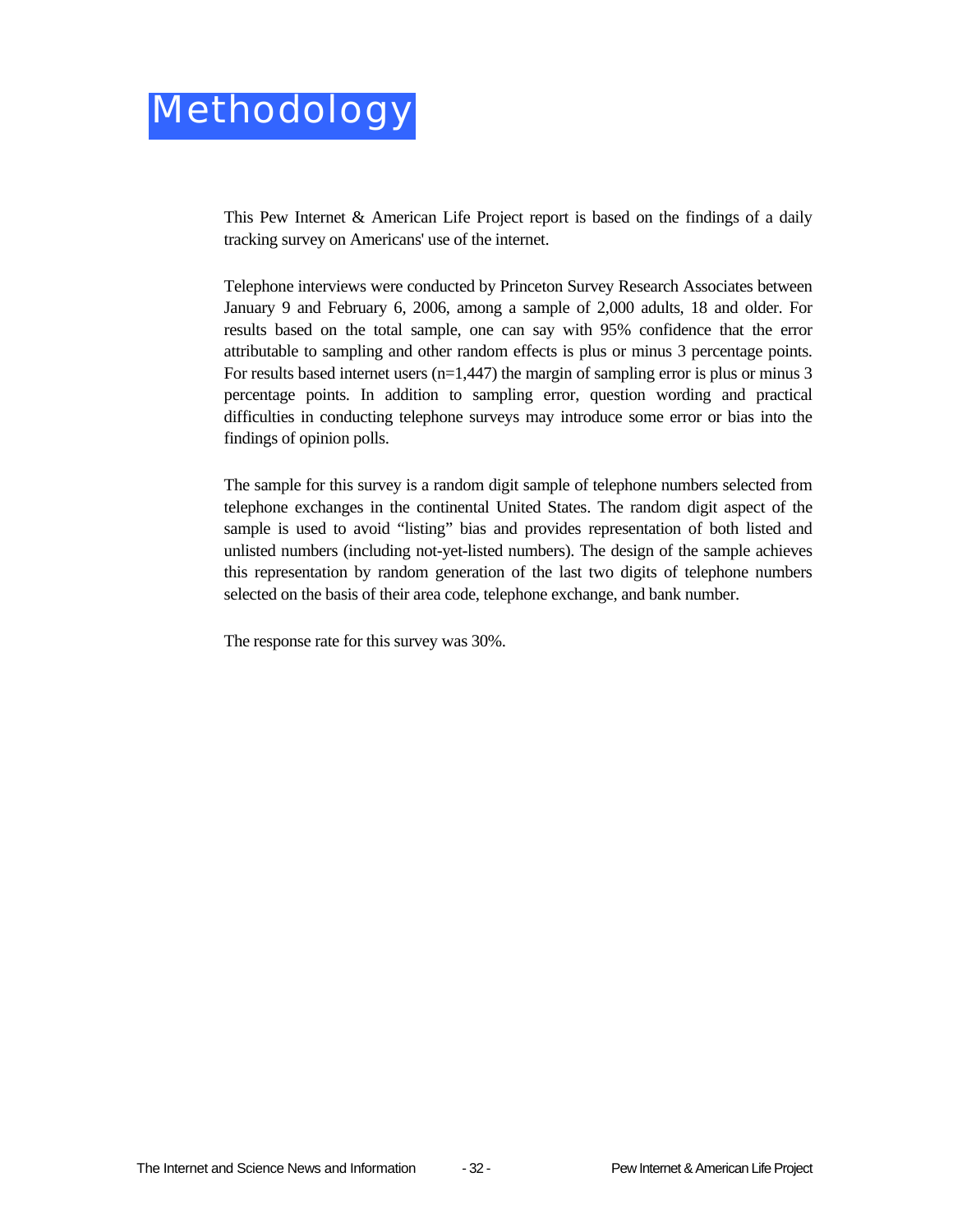# Methodology

This Pew Internet & American Life Project report is based on the findings of a daily tracking survey on Americans' use of the internet.

Telephone interviews were conducted by Princeton Survey Research Associates between January 9 and February 6, 2006, among a sample of 2,000 adults, 18 and older. For results based on the total sample, one can say with 95% confidence that the error attributable to sampling and other random effects is plus or minus 3 percentage points. For results based internet users (n=1,447) the margin of sampling error is plus or minus 3 percentage points. In addition to sampling error, question wording and practical difficulties in conducting telephone surveys may introduce some error or bias into the findings of opinion polls.

The sample for this survey is a random digit sample of telephone numbers selected from telephone exchanges in the continental United States. The random digit aspect of the sample is used to avoid "listing" bias and provides representation of both listed and unlisted numbers (including not-yet-listed numbers). The design of the sample achieves this representation by random generation of the last two digits of telephone numbers selected on the basis of their area code, telephone exchange, and bank number.

The response rate for this survey was 30%.